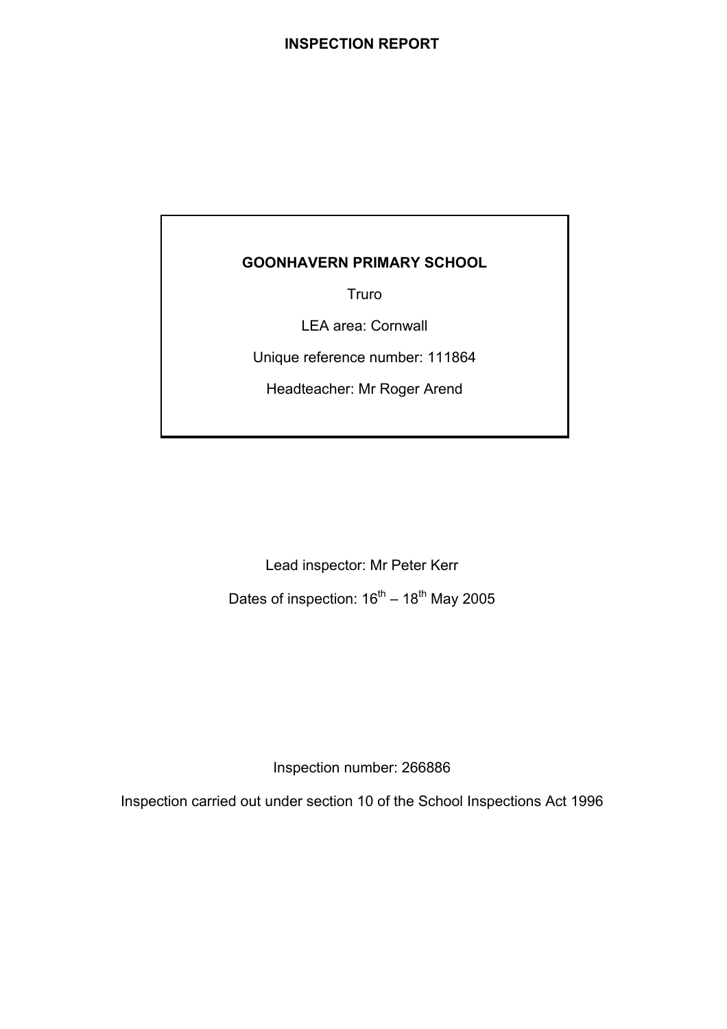# INSPECTION REPORT

**GOONHAVERN PRIMARY SCHOOL**

Truro

LEA area: Cornwall

Unique reference number: 111864

Headteacher: Mr Roger Arend

Lead inspector: Mr Peter Kerr

Dates of inspection: 16th – 18th May 2005

Inspection number: 266886

Inspection carried out under section 10 of the School Inspections Act 1996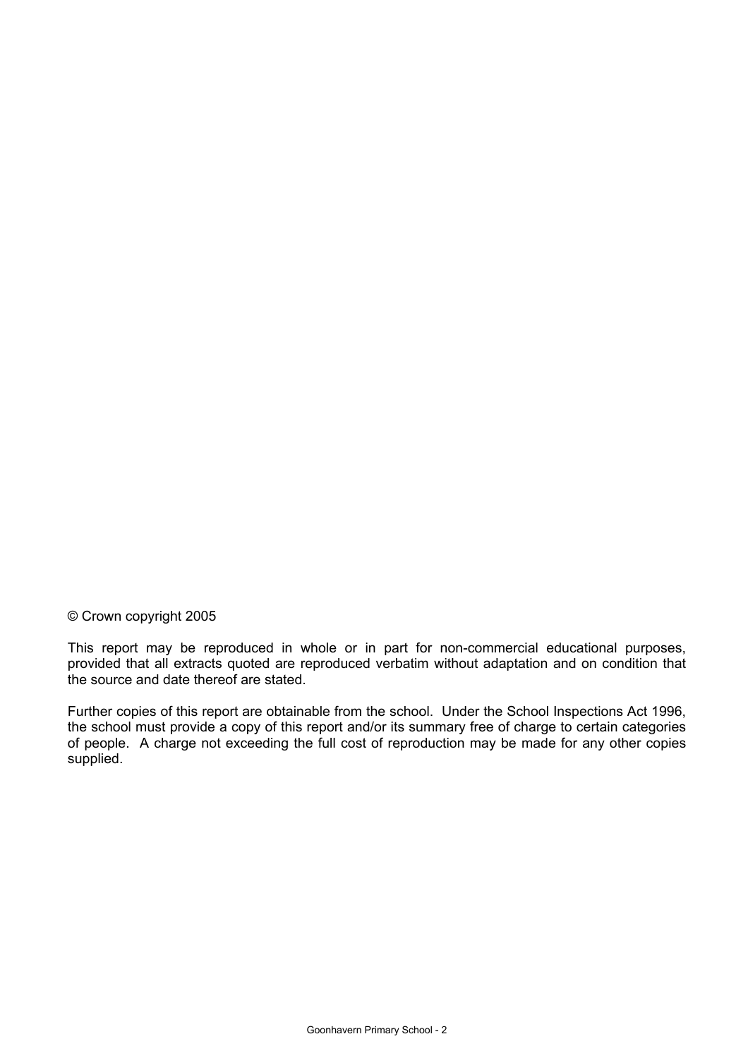© Crown copyright 2005

This report may be reproduced in whole or in part for non-commercial educational purposes, provided that all extracts quoted are reproduced verbatim without adaptation and on condition that the source and date thereof are stated.

Further copies of this report are obtainable from the school. Under the School Inspections Act 1996, the school must provide a copy of this report and/or its summary free of charge to certain categories of people. A charge not exceeding the full cost of reproduction may be made for any other copies supplied.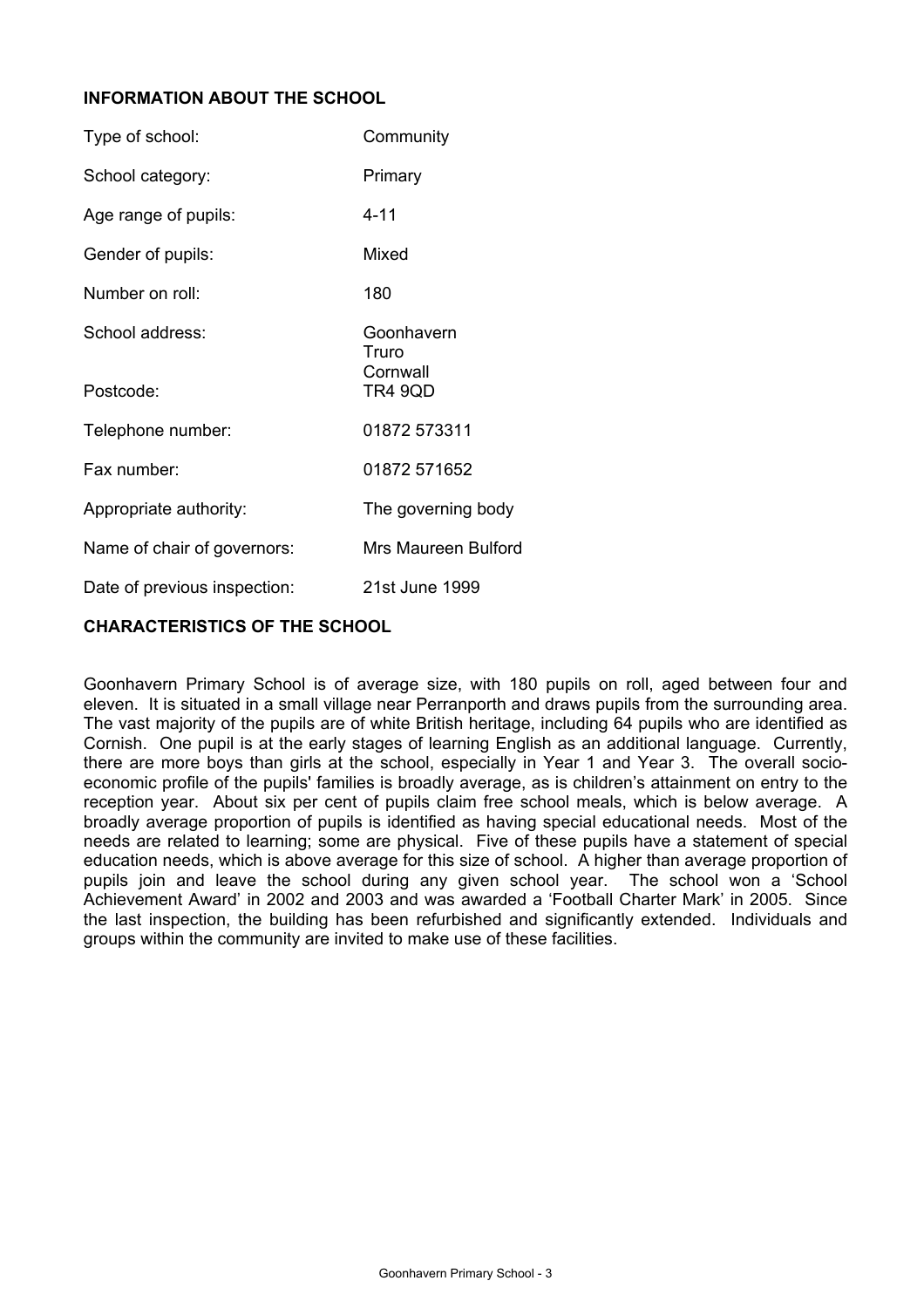## INFORMATION ABOUT THE SCHOOL

| | |
|---|---|
| Type of school: | Community |
| School category: | Primary |
| Age range of pupils: | 4-11 |
| Gender of pupils: | Mixed |
| Number on roll: | 180 |
| School address: | Goonhavern<br>Truro<br>Cornwall |
| Postcode: | TR4 9QD |
| Telephone number: | 01872 573311 |
| Fax number: | 01872 571652 |
| Appropriate authority: | The governing body |
| Name of chair of governors: | Mrs Maureen Bulford |
| Date of previous inspection: | 21st June 1999 |

## CHARACTERISTICS OF THE SCHOOL

Goonhavern Primary School is of average size, with 180 pupils on roll, aged between four and eleven. It is situated in a small village near Perranporth and draws pupils from the surrounding area. The vast majority of the pupils are of white British heritage, including 64 pupils who are identified as Cornish. One pupil is at the early stages of learning English as an additional language. Currently, there are more boys than girls at the school, especially in Year 1 and Year 3. The overall socio-economic profile of the pupils' families is broadly average, as is children's attainment on entry to the reception year. About six per cent of pupils claim free school meals, which is below average. A broadly average proportion of pupils is identified as having special educational needs. Most of the needs are related to learning; some are physical. Five of these pupils have a statement of special education needs, which is above average for this size of school. A higher than average proportion of pupils join and leave the school during any given school year. The school won a 'School Achievement Award' in 2002 and 2003 and was awarded a 'Football Charter Mark' in 2005. Since the last inspection, the building has been refurbished and significantly extended. Individuals and groups within the community are invited to make use of these facilities.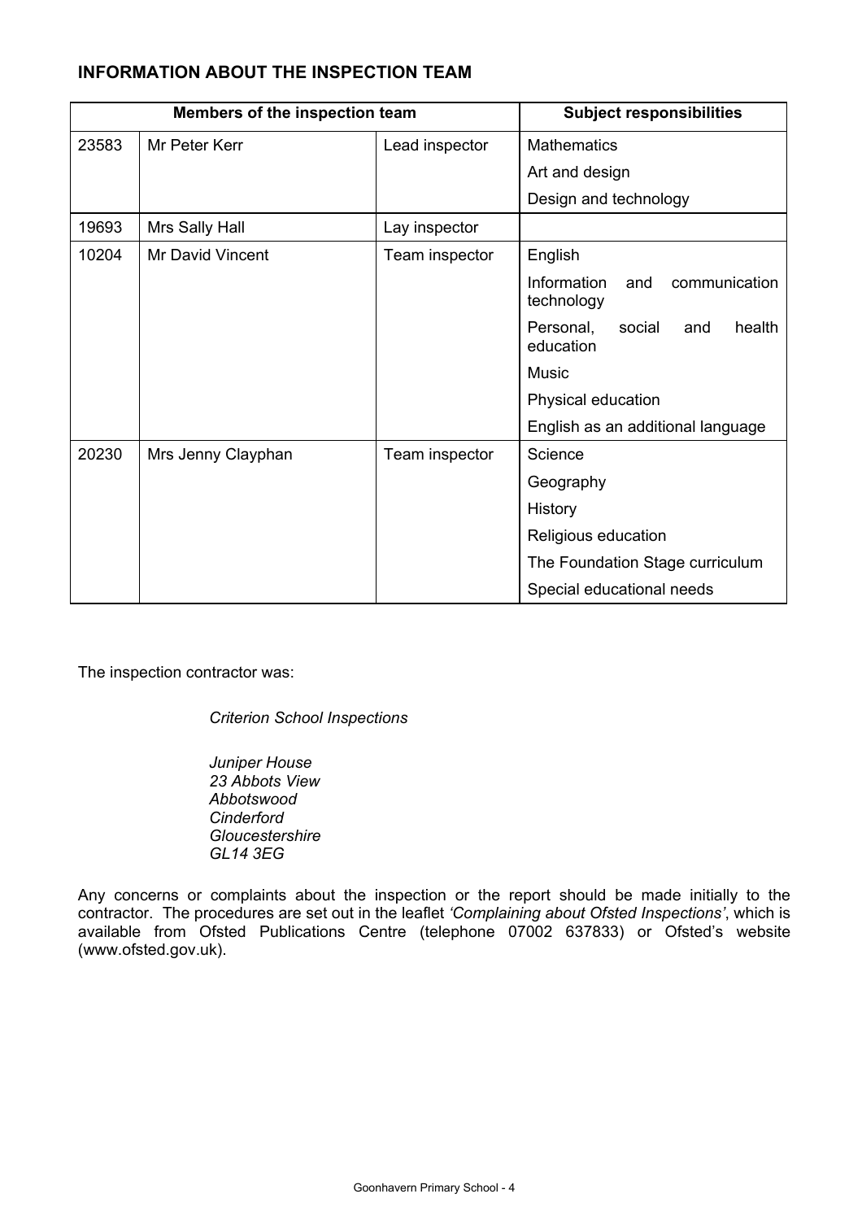## INFORMATION ABOUT THE INSPECTION TEAM

| Members of the inspection team | | | Subject responsibilities |
|---|---|---|---|
| 23583 | Mr Peter Kerr | Lead inspector | Mathematics |
| | | | Art and design |
| | | | Design and technology |
| 19693 | Mrs Sally Hall | Lay inspector | |
| 10204 | Mr David Vincent | Team inspector | English |
| | | | Information and communication technology |
| | | | Personal, social and health education |
| | | | Music |
| | | | Physical education |
| | | | English as an additional language |
| 20230 | Mrs Jenny Clayphan | Team inspector | Science |
| | | | Geography |
| | | | History |
| | | | Religious education |
| | | | The Foundation Stage curriculum |
| | | | Special educational needs |

The inspection contractor was:

*Criterion School Inspections*

*Juniper House*
*23 Abbots View*
*Abbotswood*
*Cinderford*
*Gloucestershire*
*GL14 3EG*

Any concerns or complaints about the inspection or the report should be made initially to the contractor. The procedures are set out in the leaflet *'Complaining about Ofsted Inspections'*, which is available from Ofsted Publications Centre (telephone 07002 637833) or Ofsted's website (www.ofsted.gov.uk).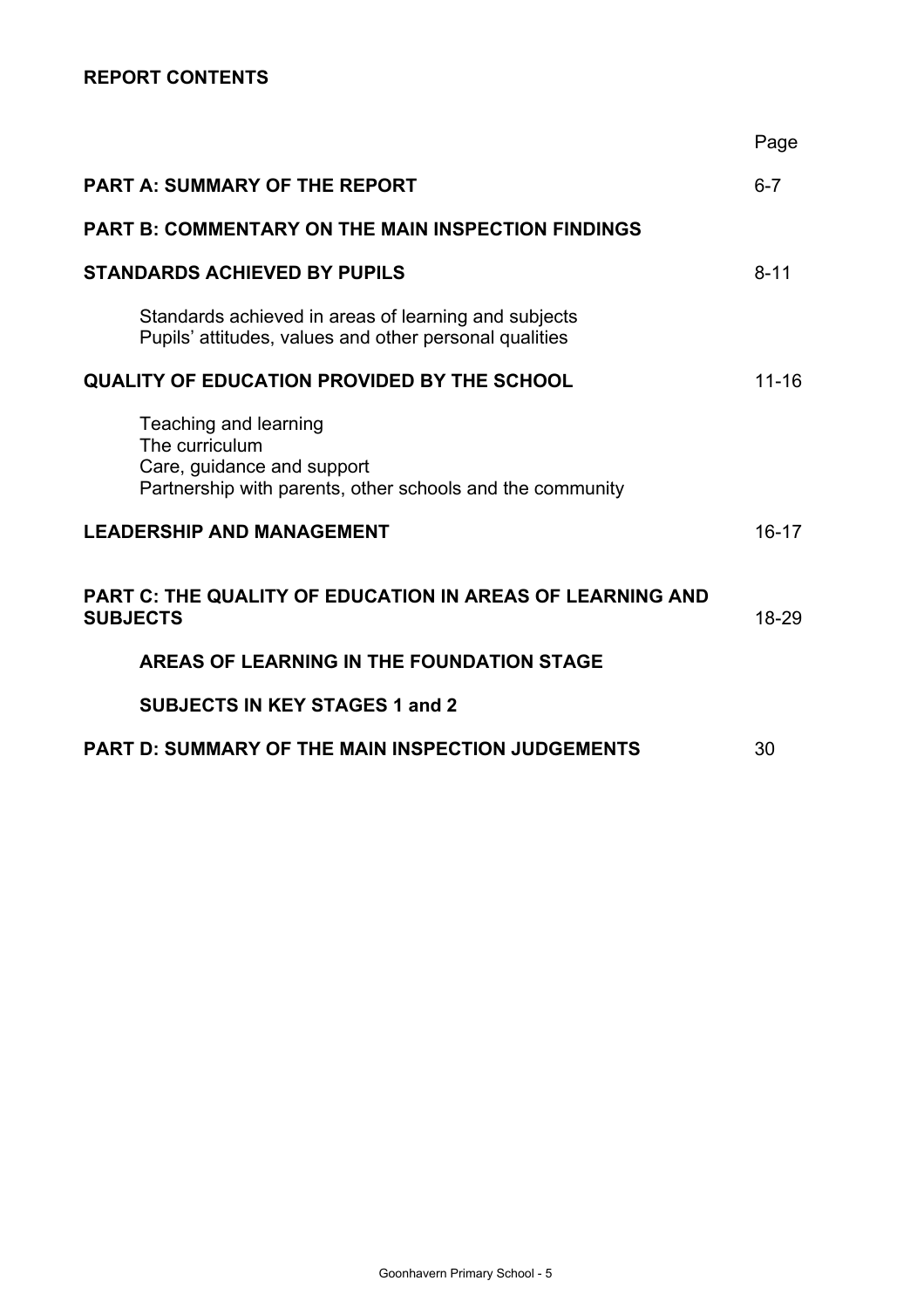**REPORT CONTENTS**

| | Page |
|---|---|
| **PART A: SUMMARY OF THE REPORT** | 6-7 |
| **PART B: COMMENTARY ON THE MAIN INSPECTION FINDINGS** | |
| **STANDARDS ACHIEVED BY PUPILS** | 8-11 |
| Standards achieved in areas of learning and subjects<br>Pupils' attitudes, values and other personal qualities | |
| **QUALITY OF EDUCATION PROVIDED BY THE SCHOOL** | 11-16 |
| Teaching and learning<br>The curriculum<br>Care, guidance and support<br>Partnership with parents, other schools and the community | |
| **LEADERSHIP AND MANAGEMENT** | 16-17 |
| **PART C: THE QUALITY OF EDUCATION IN AREAS OF LEARNING AND SUBJECTS** | 18-29 |
| **AREAS OF LEARNING IN THE FOUNDATION STAGE** | |
| **SUBJECTS IN KEY STAGES 1 and 2** | |
| **PART D: SUMMARY OF THE MAIN INSPECTION JUDGEMENTS** | 30 |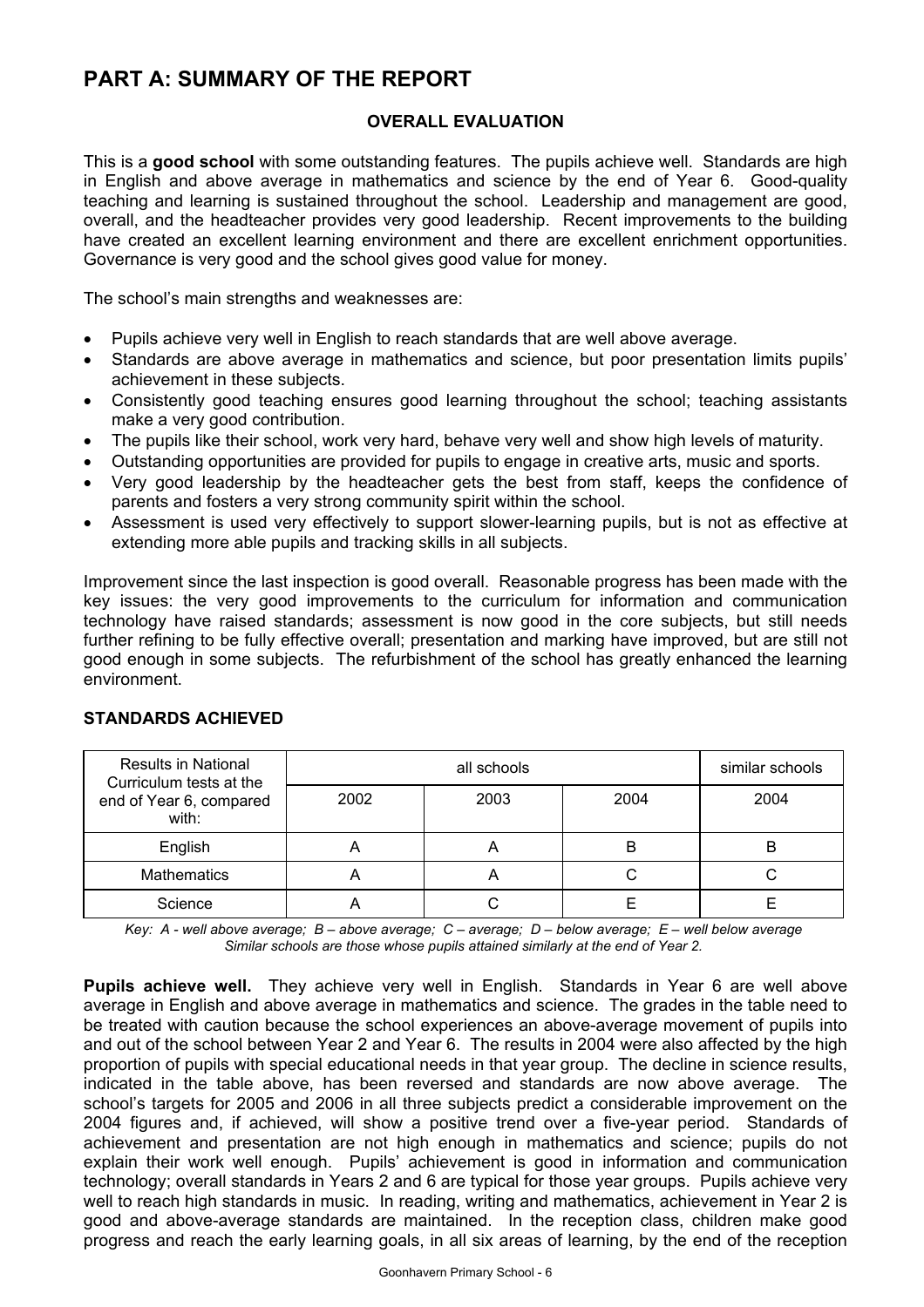# PART A: SUMMARY OF THE REPORT

### OVERALL EVALUATION

This is a **good school** with some outstanding features. The pupils achieve well. Standards are high in English and above average in mathematics and science by the end of Year 6. Good-quality teaching and learning is sustained throughout the school. Leadership and management are good, overall, and the headteacher provides very good leadership. Recent improvements to the building have created an excellent learning environment and there are excellent enrichment opportunities. Governance is very good and the school gives good value for money.

The school's main strengths and weaknesses are:

- Pupils achieve very well in English to reach standards that are well above average.
- Standards are above average in mathematics and science, but poor presentation limits pupils' achievement in these subjects.
- Consistently good teaching ensures good learning throughout the school; teaching assistants make a very good contribution.
- The pupils like their school, work very hard, behave very well and show high levels of maturity.
- Outstanding opportunities are provided for pupils to engage in creative arts, music and sports.
- Very good leadership by the headteacher gets the best from staff, keeps the confidence of parents and fosters a very strong community spirit within the school.
- Assessment is used very effectively to support slower-learning pupils, but is not as effective at extending more able pupils and tracking skills in all subjects.

Improvement since the last inspection is good overall. Reasonable progress has been made with the key issues: the very good improvements to the curriculum for information and communication technology have raised standards; assessment is now good in the core subjects, but still needs further refining to be fully effective overall; presentation and marking have improved, but are still not good enough in some subjects. The refurbishment of the school has greatly enhanced the learning environment.

### STANDARDS ACHIEVED

| Results in National Curriculum tests at the end of Year 6, compared with: | all schools | | | similar schools |
|---|---|---|---|---|
| | 2002 | 2003 | 2004 | 2004 |
| English | A | A | B | B |
| Mathematics | A | A | C | C |
| Science | A | C | E | E |

*Key: A - well above average; B – above average; C – average; D – below average; E – well below average*
*Similar schools are those whose pupils attained similarly at the end of Year 2.*

**Pupils achieve well.** They achieve very well in English. Standards in Year 6 are well above average in English and above average in mathematics and science. The grades in the table need to be treated with caution because the school experiences an above-average movement of pupils into and out of the school between Year 2 and Year 6. The results in 2004 were also affected by the high proportion of pupils with special educational needs in that year group. The decline in science results, indicated in the table above, has been reversed and standards are now above average. The school's targets for 2005 and 2006 in all three subjects predict a considerable improvement on the 2004 figures and, if achieved, will show a positive trend over a five-year period. Standards of achievement and presentation are not high enough in mathematics and science; pupils do not explain their work well enough. Pupils' achievement is good in information and communication technology; overall standards in Years 2 and 6 are typical for those year groups. Pupils achieve very well to reach high standards in music. In reading, writing and mathematics, achievement in Year 2 is good and above-average standards are maintained. In the reception class, children make good progress and reach the early learning goals, in all six areas of learning, by the end of the reception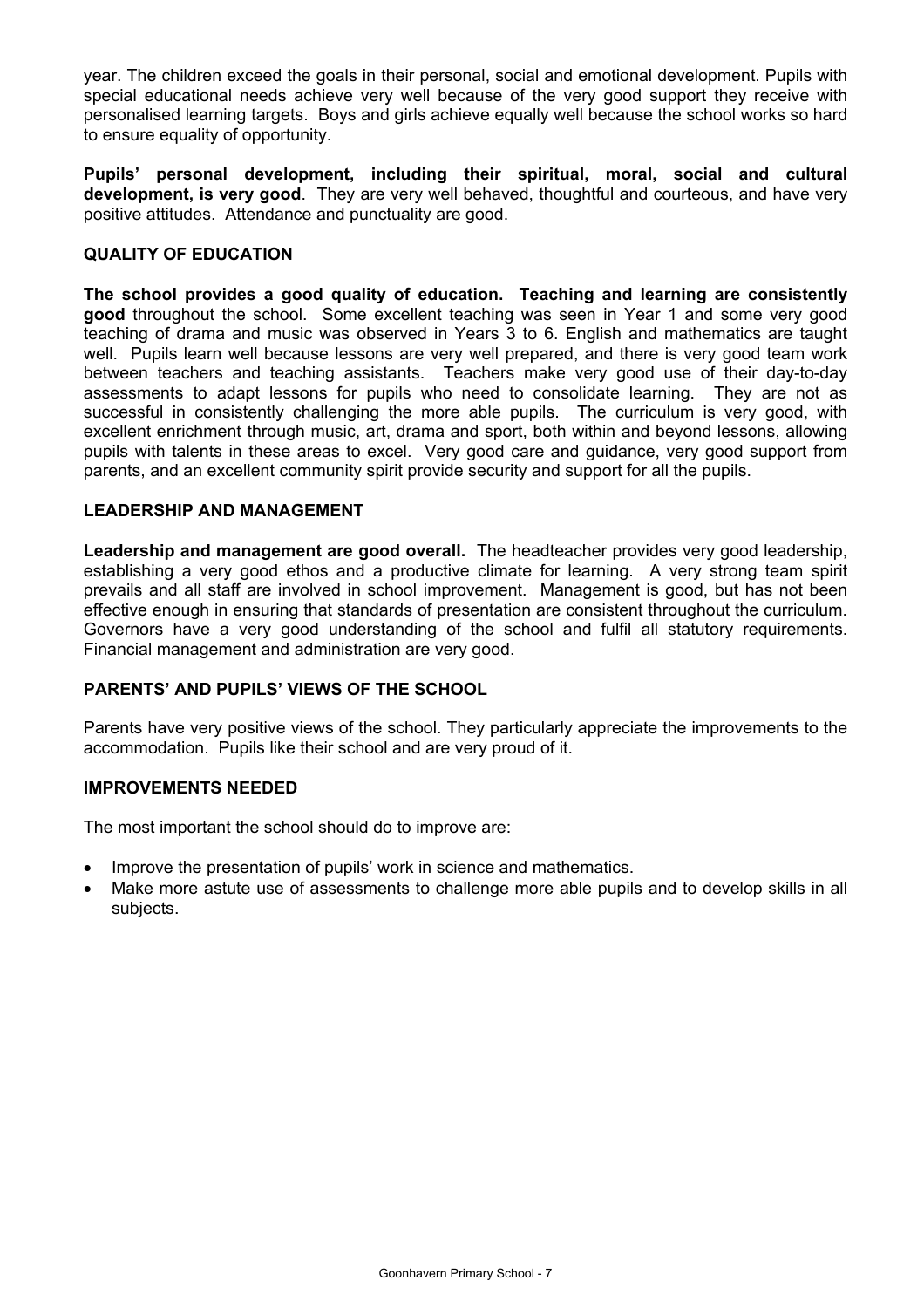year. The children exceed the goals in their personal, social and emotional development. Pupils with special educational needs achieve very well because of the very good support they receive with personalised learning targets. Boys and girls achieve equally well because the school works so hard to ensure equality of opportunity.

**Pupils' personal development, including their spiritual, moral, social and cultural development, is very good**. They are very well behaved, thoughtful and courteous, and have very positive attitudes. Attendance and punctuality are good.

### QUALITY OF EDUCATION

**The school provides a good quality of education. Teaching and learning are consistently good** throughout the school. Some excellent teaching was seen in Year 1 and some very good teaching of drama and music was observed in Years 3 to 6. English and mathematics are taught well. Pupils learn well because lessons are very well prepared, and there is very good team work between teachers and teaching assistants. Teachers make very good use of their day-to-day assessments to adapt lessons for pupils who need to consolidate learning. They are not as successful in consistently challenging the more able pupils. The curriculum is very good, with excellent enrichment through music, art, drama and sport, both within and beyond lessons, allowing pupils with talents in these areas to excel. Very good care and guidance, very good support from parents, and an excellent community spirit provide security and support for all the pupils.

### LEADERSHIP AND MANAGEMENT

**Leadership and management are good overall.** The headteacher provides very good leadership, establishing a very good ethos and a productive climate for learning. A very strong team spirit prevails and all staff are involved in school improvement. Management is good, but has not been effective enough in ensuring that standards of presentation are consistent throughout the curriculum. Governors have a very good understanding of the school and fulfil all statutory requirements. Financial management and administration are very good.

### PARENTS' AND PUPILS' VIEWS OF THE SCHOOL

Parents have very positive views of the school. They particularly appreciate the improvements to the accommodation. Pupils like their school and are very proud of it.

### IMPROVEMENTS NEEDED

The most important the school should do to improve are:

- Improve the presentation of pupils' work in science and mathematics.
- Make more astute use of assessments to challenge more able pupils and to develop skills in all subjects.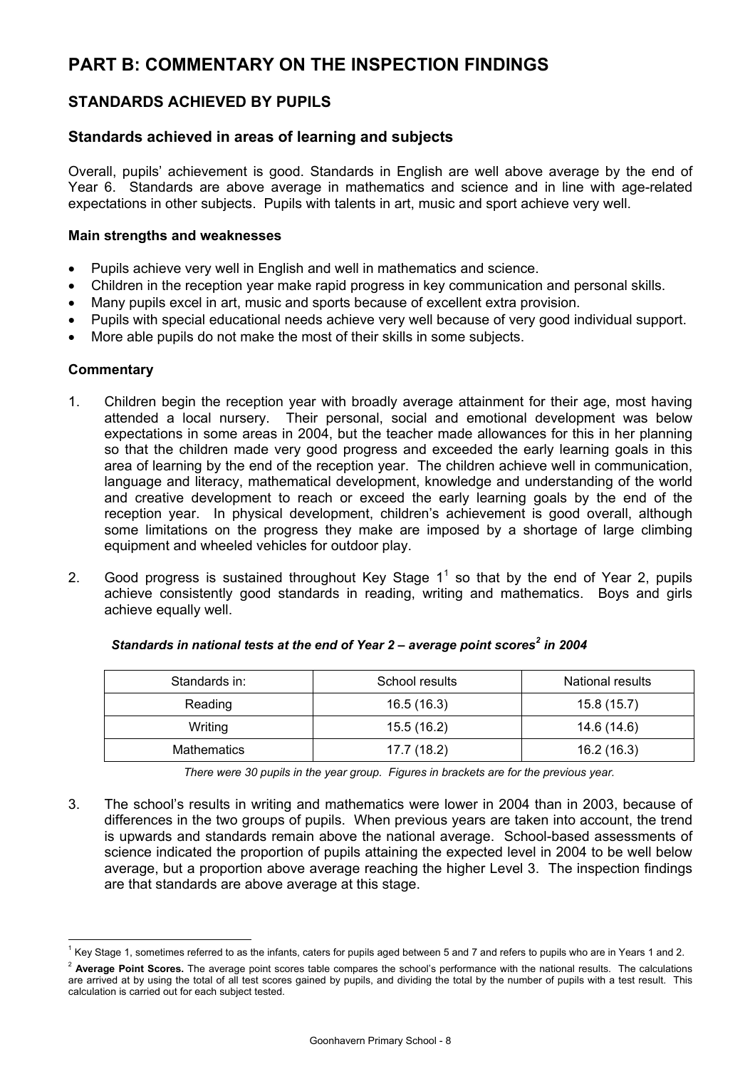# PART B: COMMENTARY ON THE INSPECTION FINDINGS

## STANDARDS ACHIEVED BY PUPILS

### Standards achieved in areas of learning and subjects

Overall, pupils' achievement is good. Standards in English are well above average by the end of Year 6. Standards are above average in mathematics and science and in line with age-related expectations in other subjects. Pupils with talents in art, music and sport achieve very well.

**Main strengths and weaknesses**

- Pupils achieve very well in English and well in mathematics and science.
- Children in the reception year make rapid progress in key communication and personal skills.
- Many pupils excel in art, music and sports because of excellent extra provision.
- Pupils with special educational needs achieve very well because of very good individual support.
- More able pupils do not make the most of their skills in some subjects.

**Commentary**

1. Children begin the reception year with broadly average attainment for their age, most having attended a local nursery. Their personal, social and emotional development was below expectations in some areas in 2004, but the teacher made allowances for this in her planning so that the children made very good progress and exceeded the early learning goals in this area of learning by the end of the reception year. The children achieve well in communication, language and literacy, mathematical development, knowledge and understanding of the world and creative development to reach or exceed the early learning goals by the end of the reception year. In physical development, children's achievement is good overall, although some limitations on the progress they make are imposed by a shortage of large climbing equipment and wheeled vehicles for outdoor play.

2. Good progress is sustained throughout Key Stage 1[1] so that by the end of Year 2, pupils achieve consistently good standards in reading, writing and mathematics. Boys and girls achieve equally well.

***Standards in national tests at the end of Year 2 – average point scores[2] in 2004***

| Standards in: | School results | National results |
|---|---|---|
| Reading | 16.5 (16.3) | 15.8 (15.7) |
| Writing | 15.5 (16.2) | 14.6 (14.6) |
| Mathematics | 17.7 (18.2) | 16.2 (16.3) |

*There were 30 pupils in the year group. Figures in brackets are for the previous year.*

3. The school's results in writing and mathematics were lower in 2004 than in 2003, because of differences in the two groups of pupils. When previous years are taken into account, the trend is upwards and standards remain above the national average. School-based assessments of science indicated the proportion of pupils attaining the expected level in 2004 to be well below average, but a proportion above average reaching the higher Level 3. The inspection findings are that standards are above average at this stage.

[1] Key Stage 1, sometimes referred to as the infants, caters for pupils aged between 5 and 7 and refers to pupils who are in Years 1 and 2.

[2] **Average Point Scores.** The average point scores table compares the school's performance with the national results. The calculations are arrived at by using the total of all test scores gained by pupils, and dividing the total by the number of pupils with a test result. This calculation is carried out for each subject tested.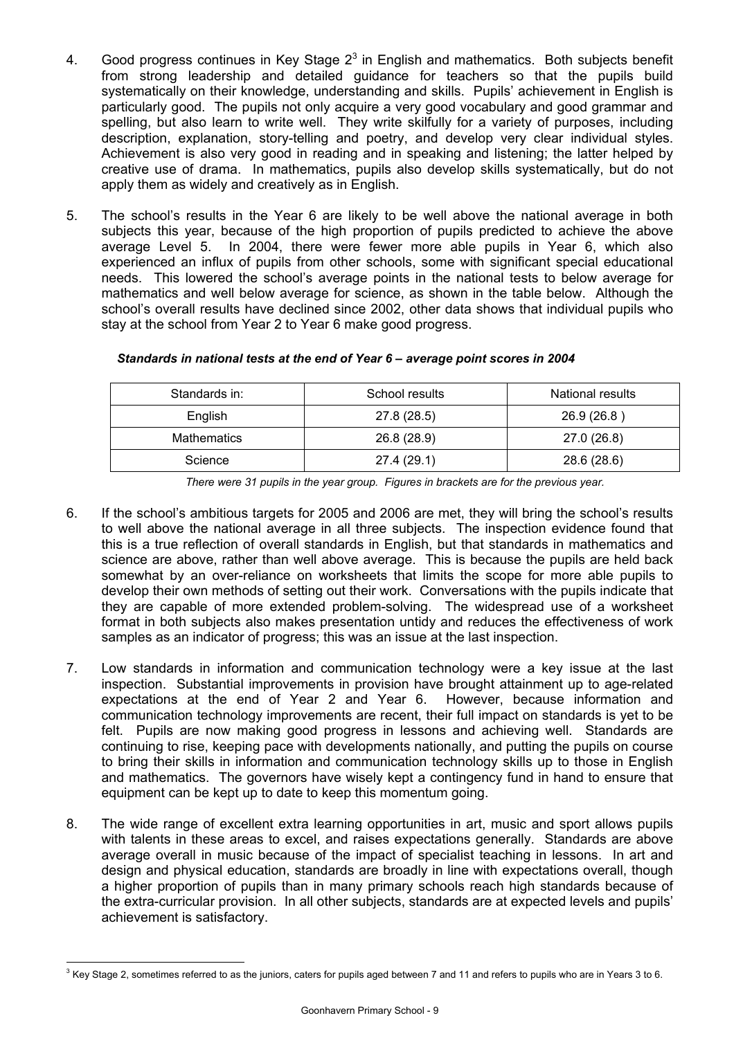4. Good progress continues in Key Stage 2[3] in English and mathematics. Both subjects benefit from strong leadership and detailed guidance for teachers so that the pupils build systematically on their knowledge, understanding and skills. Pupils' achievement in English is particularly good. The pupils not only acquire a very good vocabulary and good grammar and spelling, but also learn to write well. They write skilfully for a variety of purposes, including description, explanation, story-telling and poetry, and develop very clear individual styles. Achievement is also very good in reading and in speaking and listening; the latter helped by creative use of drama. In mathematics, pupils also develop skills systematically, but do not apply them as widely and creatively as in English.

5. The school's results in the Year 6 are likely to be well above the national average in both subjects this year, because of the high proportion of pupils predicted to achieve the above average Level 5. In 2004, there were fewer more able pupils in Year 6, which also experienced an influx of pupils from other schools, some with significant special educational needs. This lowered the school's average points in the national tests to below average for mathematics and well below average for science, as shown in the table below. Although the school's overall results have declined since 2002, other data shows that individual pupils who stay at the school from Year 2 to Year 6 make good progress.

***Standards in national tests at the end of Year 6 – average point scores in 2004***

| Standards in: | School results | National results |
|---|---|---|
| English | 27.8 (28.5) | 26.9 (26.8 ) |
| Mathematics | 26.8 (28.9) | 27.0 (26.8) |
| Science | 27.4 (29.1) | 28.6 (28.6) |

*There were 31 pupils in the year group. Figures in brackets are for the previous year.*

6. If the school's ambitious targets for 2005 and 2006 are met, they will bring the school's results to well above the national average in all three subjects. The inspection evidence found that this is a true reflection of overall standards in English, but that standards in mathematics and science are above, rather than well above average. This is because the pupils are held back somewhat by an over-reliance on worksheets that limits the scope for more able pupils to develop their own methods of setting out their work. Conversations with the pupils indicate that they are capable of more extended problem-solving. The widespread use of a worksheet format in both subjects also makes presentation untidy and reduces the effectiveness of work samples as an indicator of progress; this was an issue at the last inspection.

7. Low standards in information and communication technology were a key issue at the last inspection. Substantial improvements in provision have brought attainment up to age-related expectations at the end of Year 2 and Year 6. However, because information and communication technology improvements are recent, their full impact on standards is yet to be felt. Pupils are now making good progress in lessons and achieving well. Standards are continuing to rise, keeping pace with developments nationally, and putting the pupils on course to bring their skills in information and communication technology skills up to those in English and mathematics. The governors have wisely kept a contingency fund in hand to ensure that equipment can be kept up to date to keep this momentum going.

8. The wide range of excellent extra learning opportunities in art, music and sport allows pupils with talents in these areas to excel, and raises expectations generally. Standards are above average overall in music because of the impact of specialist teaching in lessons. In art and design and physical education, standards are broadly in line with expectations overall, though a higher proportion of pupils than in many primary schools reach high standards because of the extra-curricular provision. In all other subjects, standards are at expected levels and pupils' achievement is satisfactory.

[3] Key Stage 2, sometimes referred to as the juniors, caters for pupils aged between 7 and 11 and refers to pupils who are in Years 3 to 6.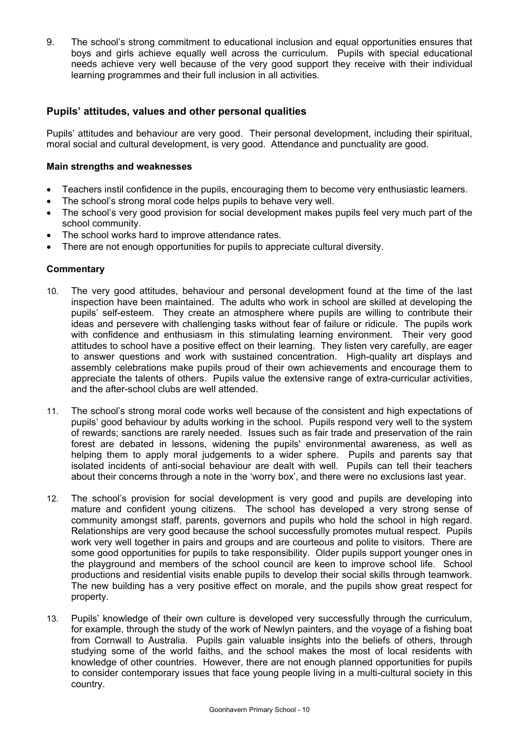9. The school's strong commitment to educational inclusion and equal opportunities ensures that boys and girls achieve equally well across the curriculum. Pupils with special educational needs achieve very well because of the very good support they receive with their individual learning programmes and their full inclusion in all activities.

## Pupils' attitudes, values and other personal qualities

Pupils' attitudes and behaviour are very good. Their personal development, including their spiritual, moral social and cultural development, is very good. Attendance and punctuality are good.

### Main strengths and weaknesses

- Teachers instil confidence in the pupils, encouraging them to become very enthusiastic learners.
- The school's strong moral code helps pupils to behave very well.
- The school's very good provision for social development makes pupils feel very much part of the school community.
- The school works hard to improve attendance rates.
- There are not enough opportunities for pupils to appreciate cultural diversity.

### Commentary

10. The very good attitudes, behaviour and personal development found at the time of the last inspection have been maintained. The adults who work in school are skilled at developing the pupils' self-esteem. They create an atmosphere where pupils are willing to contribute their ideas and persevere with challenging tasks without fear of failure or ridicule. The pupils work with confidence and enthusiasm in this stimulating learning environment. Their very good attitudes to school have a positive effect on their learning. They listen very carefully, are eager to answer questions and work with sustained concentration. High-quality art displays and assembly celebrations make pupils proud of their own achievements and encourage them to appreciate the talents of others. Pupils value the extensive range of extra-curricular activities, and the after-school clubs are well attended.

11. The school's strong moral code works well because of the consistent and high expectations of pupils' good behaviour by adults working in the school. Pupils respond very well to the system of rewards; sanctions are rarely needed. Issues such as fair trade and preservation of the rain forest are debated in lessons, widening the pupils' environmental awareness, as well as helping them to apply moral judgements to a wider sphere. Pupils and parents say that isolated incidents of anti-social behaviour are dealt with well. Pupils can tell their teachers about their concerns through a note in the 'worry box', and there were no exclusions last year.

12. The school's provision for social development is very good and pupils are developing into mature and confident young citizens. The school has developed a very strong sense of community amongst staff, parents, governors and pupils who hold the school in high regard. Relationships are very good because the school successfully promotes mutual respect. Pupils work very well together in pairs and groups and are courteous and polite to visitors. There are some good opportunities for pupils to take responsibility. Older pupils support younger ones in the playground and members of the school council are keen to improve school life. School productions and residential visits enable pupils to develop their social skills through teamwork. The new building has a very positive effect on morale, and the pupils show great respect for property.

13. Pupils' knowledge of their own culture is developed very successfully through the curriculum, for example, through the study of the work of Newlyn painters, and the voyage of a fishing boat from Cornwall to Australia. Pupils gain valuable insights into the beliefs of others, through studying some of the world faiths, and the school makes the most of local residents with knowledge of other countries. However, there are not enough planned opportunities for pupils to consider contemporary issues that face young people living in a multi-cultural society in this country.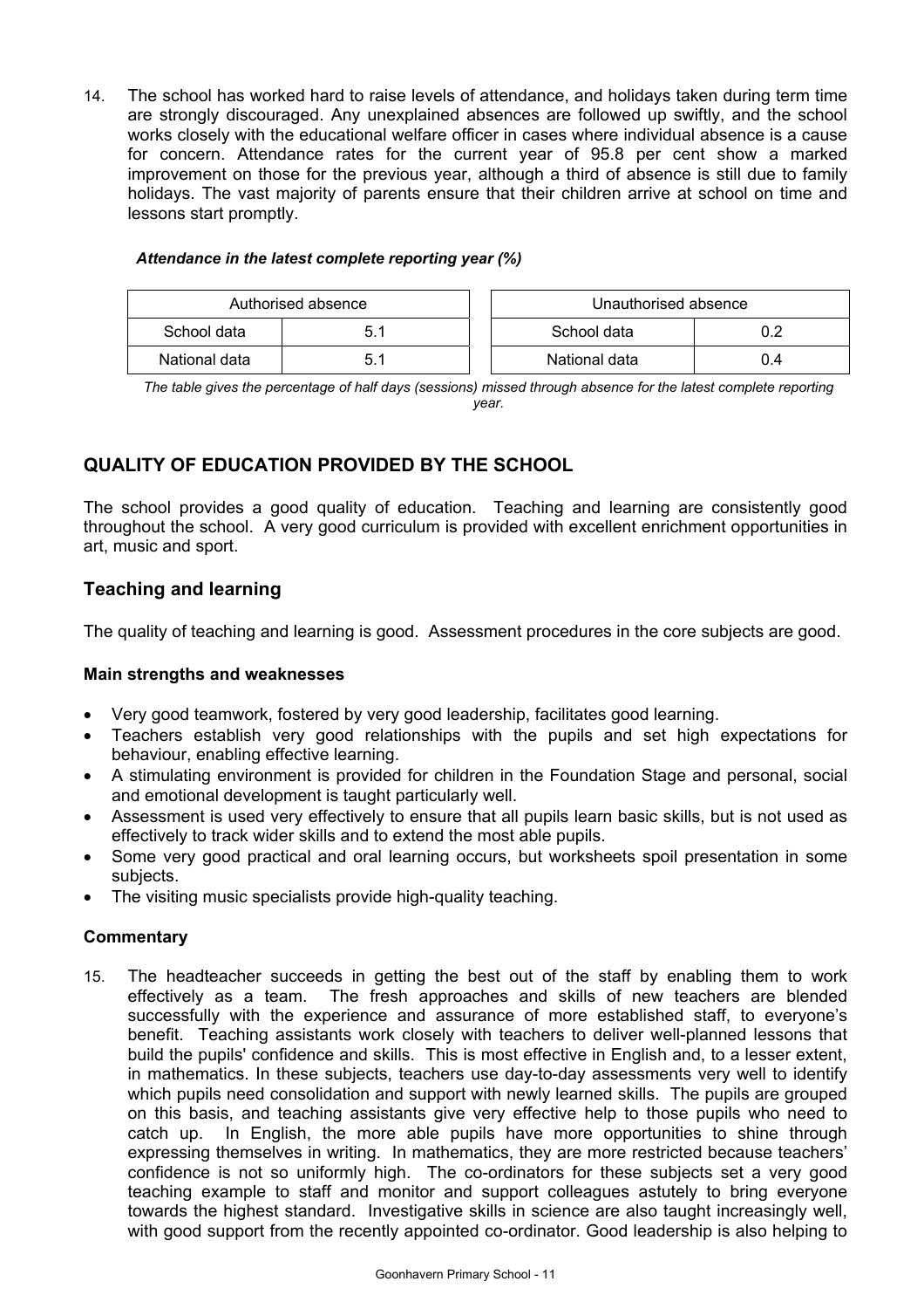14. The school has worked hard to raise levels of attendance, and holidays taken during term time are strongly discouraged. Any unexplained absences are followed up swiftly, and the school works closely with the educational welfare officer in cases where individual absence is a cause for concern. Attendance rates for the current year of 95.8 per cent show a marked improvement on those for the previous year, although a third of absence is still due to family holidays. The vast majority of parents ensure that their children arrive at school on time and lessons start promptly.

***Attendance in the latest complete reporting year (%)***

| Authorised absence | |
|---|---|
| School data | 5.1 |
| National data | 5.1 |

| Unauthorised absence | |
|---|---|
| School data | 0.2 |
| National data | 0.4 |

*The table gives the percentage of half days (sessions) missed through absence for the latest complete reporting year.*

## QUALITY OF EDUCATION PROVIDED BY THE SCHOOL

The school provides a good quality of education. Teaching and learning are consistently good throughout the school. A very good curriculum is provided with excellent enrichment opportunities in art, music and sport.

### Teaching and learning

The quality of teaching and learning is good. Assessment procedures in the core subjects are good.

#### Main strengths and weaknesses

- Very good teamwork, fostered by very good leadership, facilitates good learning.
- Teachers establish very good relationships with the pupils and set high expectations for behaviour, enabling effective learning.
- A stimulating environment is provided for children in the Foundation Stage and personal, social and emotional development is taught particularly well.
- Assessment is used very effectively to ensure that all pupils learn basic skills, but is not used as effectively to track wider skills and to extend the most able pupils.
- Some very good practical and oral learning occurs, but worksheets spoil presentation in some subjects.
- The visiting music specialists provide high-quality teaching.

#### Commentary

15. The headteacher succeeds in getting the best out of the staff by enabling them to work effectively as a team. The fresh approaches and skills of new teachers are blended successfully with the experience and assurance of more established staff, to everyone's benefit. Teaching assistants work closely with teachers to deliver well-planned lessons that build the pupils' confidence and skills. This is most effective in English and, to a lesser extent, in mathematics. In these subjects, teachers use day-to-day assessments very well to identify which pupils need consolidation and support with newly learned skills. The pupils are grouped on this basis, and teaching assistants give very effective help to those pupils who need to catch up. In English, the more able pupils have more opportunities to shine through expressing themselves in writing. In mathematics, they are more restricted because teachers' confidence is not so uniformly high. The co-ordinators for these subjects set a very good teaching example to staff and monitor and support colleagues astutely to bring everyone towards the highest standard. Investigative skills in science are also taught increasingly well, with good support from the recently appointed co-ordinator. Good leadership is also helping to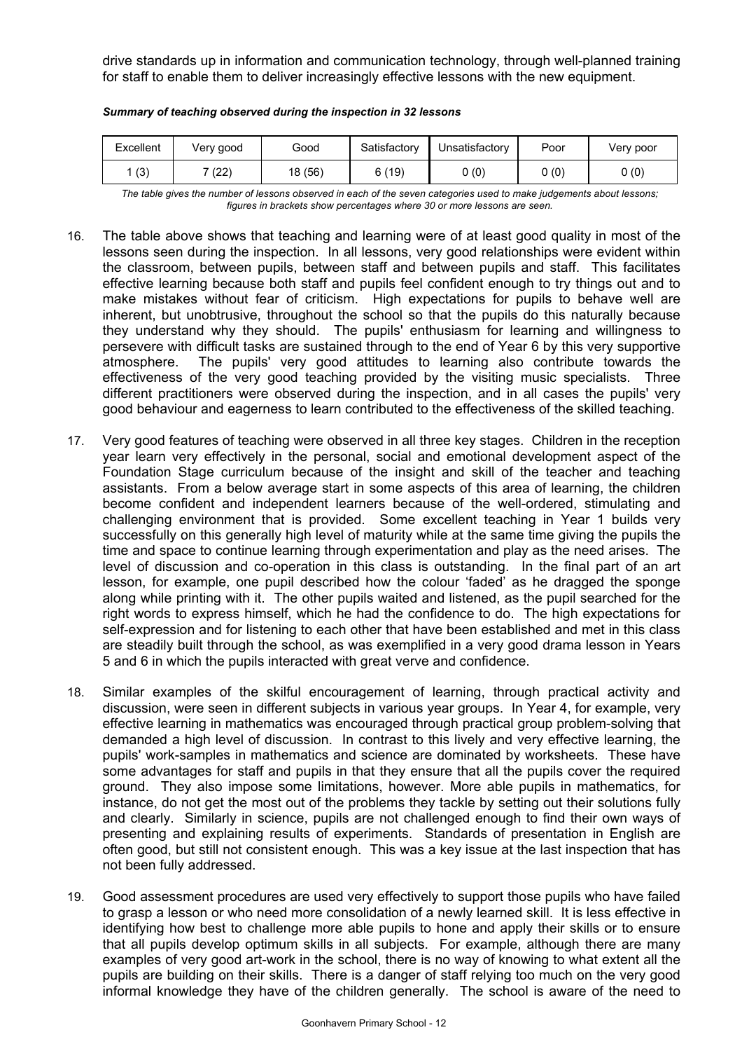drive standards up in information and communication technology, through well-planned training for staff to enable them to deliver increasingly effective lessons with the new equipment.

***Summary of teaching observed during the inspection in 32 lessons***

| Excellent | Very good | Good | Satisfactory | Unsatisfactory | Poor | Very poor |
|---|---|---|---|---|---|---|
| 1 (3) | 7 (22) | 18 (56) | 6 (19) | 0 (0) | 0 (0) | 0 (0) |

*The table gives the number of lessons observed in each of the seven categories used to make judgements about lessons; figures in brackets show percentages where 30 or more lessons are seen.*

16. The table above shows that teaching and learning were of at least good quality in most of the lessons seen during the inspection. In all lessons, very good relationships were evident within the classroom, between pupils, between staff and between pupils and staff. This facilitates effective learning because both staff and pupils feel confident enough to try things out and to make mistakes without fear of criticism. High expectations for pupils to behave well are inherent, but unobtrusive, throughout the school so that the pupils do this naturally because they understand why they should. The pupils' enthusiasm for learning and willingness to persevere with difficult tasks are sustained through to the end of Year 6 by this very supportive atmosphere. The pupils' very good attitudes to learning also contribute towards the effectiveness of the very good teaching provided by the visiting music specialists. Three different practitioners were observed during the inspection, and in all cases the pupils' very good behaviour and eagerness to learn contributed to the effectiveness of the skilled teaching.

17. Very good features of teaching were observed in all three key stages. Children in the reception year learn very effectively in the personal, social and emotional development aspect of the Foundation Stage curriculum because of the insight and skill of the teacher and teaching assistants. From a below average start in some aspects of this area of learning, the children become confident and independent learners because of the well-ordered, stimulating and challenging environment that is provided. Some excellent teaching in Year 1 builds very successfully on this generally high level of maturity while at the same time giving the pupils the time and space to continue learning through experimentation and play as the need arises. The level of discussion and co-operation in this class is outstanding. In the final part of an art lesson, for example, one pupil described how the colour 'faded' as he dragged the sponge along while printing with it. The other pupils waited and listened, as the pupil searched for the right words to express himself, which he had the confidence to do. The high expectations for self-expression and for listening to each other that have been established and met in this class are steadily built through the school, as was exemplified in a very good drama lesson in Years 5 and 6 in which the pupils interacted with great verve and confidence.

18. Similar examples of the skilful encouragement of learning, through practical activity and discussion, were seen in different subjects in various year groups. In Year 4, for example, very effective learning in mathematics was encouraged through practical group problem-solving that demanded a high level of discussion. In contrast to this lively and very effective learning, the pupils' work-samples in mathematics and science are dominated by worksheets. These have some advantages for staff and pupils in that they ensure that all the pupils cover the required ground. They also impose some limitations, however. More able pupils in mathematics, for instance, do not get the most out of the problems they tackle by setting out their solutions fully and clearly. Similarly in science, pupils are not challenged enough to find their own ways of presenting and explaining results of experiments. Standards of presentation in English are often good, but still not consistent enough. This was a key issue at the last inspection that has not been fully addressed.

19. Good assessment procedures are used very effectively to support those pupils who have failed to grasp a lesson or who need more consolidation of a newly learned skill. It is less effective in identifying how best to challenge more able pupils to hone and apply their skills or to ensure that all pupils develop optimum skills in all subjects. For example, although there are many examples of very good art-work in the school, there is no way of knowing to what extent all the pupils are building on their skills. There is a danger of staff relying too much on the very good informal knowledge they have of the children generally. The school is aware of the need to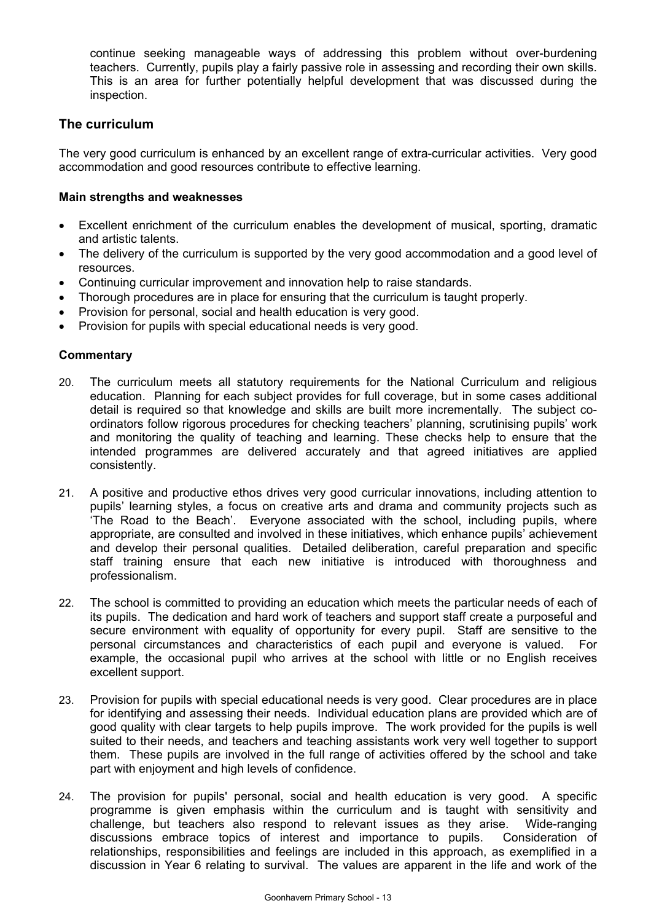continue seeking manageable ways of addressing this problem without over-burdening teachers. Currently, pupils play a fairly passive role in assessing and recording their own skills. This is an area for further potentially helpful development that was discussed during the inspection.

## The curriculum

The very good curriculum is enhanced by an excellent range of extra-curricular activities. Very good accommodation and good resources contribute to effective learning.

### Main strengths and weaknesses

- Excellent enrichment of the curriculum enables the development of musical, sporting, dramatic and artistic talents.
- The delivery of the curriculum is supported by the very good accommodation and a good level of resources.
- Continuing curricular improvement and innovation help to raise standards.
- Thorough procedures are in place for ensuring that the curriculum is taught properly.
- Provision for personal, social and health education is very good.
- Provision for pupils with special educational needs is very good.

### Commentary

20. The curriculum meets all statutory requirements for the National Curriculum and religious education. Planning for each subject provides for full coverage, but in some cases additional detail is required so that knowledge and skills are built more incrementally. The subject co-ordinators follow rigorous procedures for checking teachers' planning, scrutinising pupils' work and monitoring the quality of teaching and learning. These checks help to ensure that the intended programmes are delivered accurately and that agreed initiatives are applied consistently.

21. A positive and productive ethos drives very good curricular innovations, including attention to pupils' learning styles, a focus on creative arts and drama and community projects such as 'The Road to the Beach'. Everyone associated with the school, including pupils, where appropriate, are consulted and involved in these initiatives, which enhance pupils' achievement and develop their personal qualities. Detailed deliberation, careful preparation and specific staff training ensure that each new initiative is introduced with thoroughness and professionalism.

22. The school is committed to providing an education which meets the particular needs of each of its pupils. The dedication and hard work of teachers and support staff create a purposeful and secure environment with equality of opportunity for every pupil. Staff are sensitive to the personal circumstances and characteristics of each pupil and everyone is valued. For example, the occasional pupil who arrives at the school with little or no English receives excellent support.

23. Provision for pupils with special educational needs is very good. Clear procedures are in place for identifying and assessing their needs. Individual education plans are provided which are of good quality with clear targets to help pupils improve. The work provided for the pupils is well suited to their needs, and teachers and teaching assistants work very well together to support them. These pupils are involved in the full range of activities offered by the school and take part with enjoyment and high levels of confidence.

24. The provision for pupils' personal, social and health education is very good. A specific programme is given emphasis within the curriculum and is taught with sensitivity and challenge, but teachers also respond to relevant issues as they arise. Wide-ranging discussions embrace topics of interest and importance to pupils. Consideration of relationships, responsibilities and feelings are included in this approach, as exemplified in a discussion in Year 6 relating to survival. The values are apparent in the life and work of the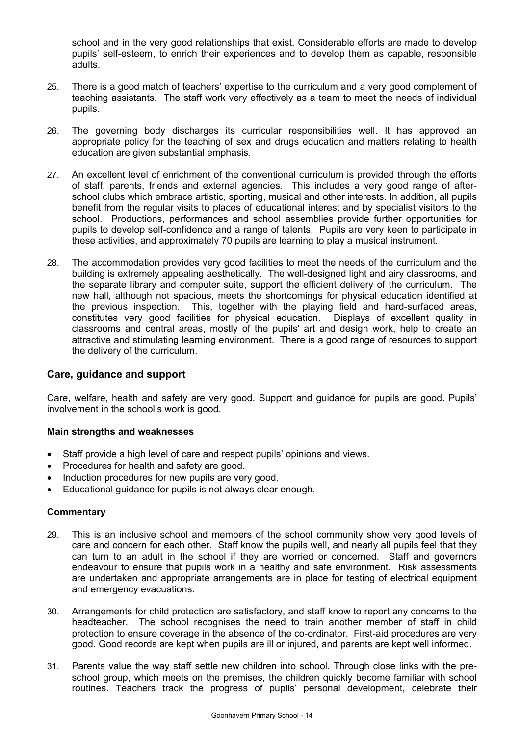school and in the very good relationships that exist. Considerable efforts are made to develop pupils' self-esteem, to enrich their experiences and to develop them as capable, responsible adults.

25. There is a good match of teachers' expertise to the curriculum and a very good complement of teaching assistants. The staff work very effectively as a team to meet the needs of individual pupils.

26. The governing body discharges its curricular responsibilities well. It has approved an appropriate policy for the teaching of sex and drugs education and matters relating to health education are given substantial emphasis.

27. An excellent level of enrichment of the conventional curriculum is provided through the efforts of staff, parents, friends and external agencies. This includes a very good range of after-school clubs which embrace artistic, sporting, musical and other interests. In addition, all pupils benefit from the regular visits to places of educational interest and by specialist visitors to the school. Productions, performances and school assemblies provide further opportunities for pupils to develop self-confidence and a range of talents. Pupils are very keen to participate in these activities, and approximately 70 pupils are learning to play a musical instrument.

28. The accommodation provides very good facilities to meet the needs of the curriculum and the building is extremely appealing aesthetically. The well-designed light and airy classrooms, and the separate library and computer suite, support the efficient delivery of the curriculum. The new hall, although not spacious, meets the shortcomings for physical education identified at the previous inspection. This, together with the playing field and hard-surfaced areas, constitutes very good facilities for physical education. Displays of excellent quality in classrooms and central areas, mostly of the pupils' art and design work, help to create an attractive and stimulating learning environment. There is a good range of resources to support the delivery of the curriculum.

## Care, guidance and support

Care, welfare, health and safety are very good. Support and guidance for pupils are good. Pupils' involvement in the school's work is good.

### Main strengths and weaknesses

- Staff provide a high level of care and respect pupils' opinions and views.
- Procedures for health and safety are good.
- Induction procedures for new pupils are very good.
- Educational guidance for pupils is not always clear enough.

### Commentary

29. This is an inclusive school and members of the school community show very good levels of care and concern for each other. Staff know the pupils well, and nearly all pupils feel that they can turn to an adult in the school if they are worried or concerned. Staff and governors endeavour to ensure that pupils work in a healthy and safe environment. Risk assessments are undertaken and appropriate arrangements are in place for testing of electrical equipment and emergency evacuations.

30. Arrangements for child protection are satisfactory, and staff know to report any concerns to the headteacher. The school recognises the need to train another member of staff in child protection to ensure coverage in the absence of the co-ordinator. First-aid procedures are very good. Good records are kept when pupils are ill or injured, and parents are kept well informed.

31. Parents value the way staff settle new children into school. Through close links with the pre-school group, which meets on the premises, the children quickly become familiar with school routines. Teachers track the progress of pupils' personal development, celebrate their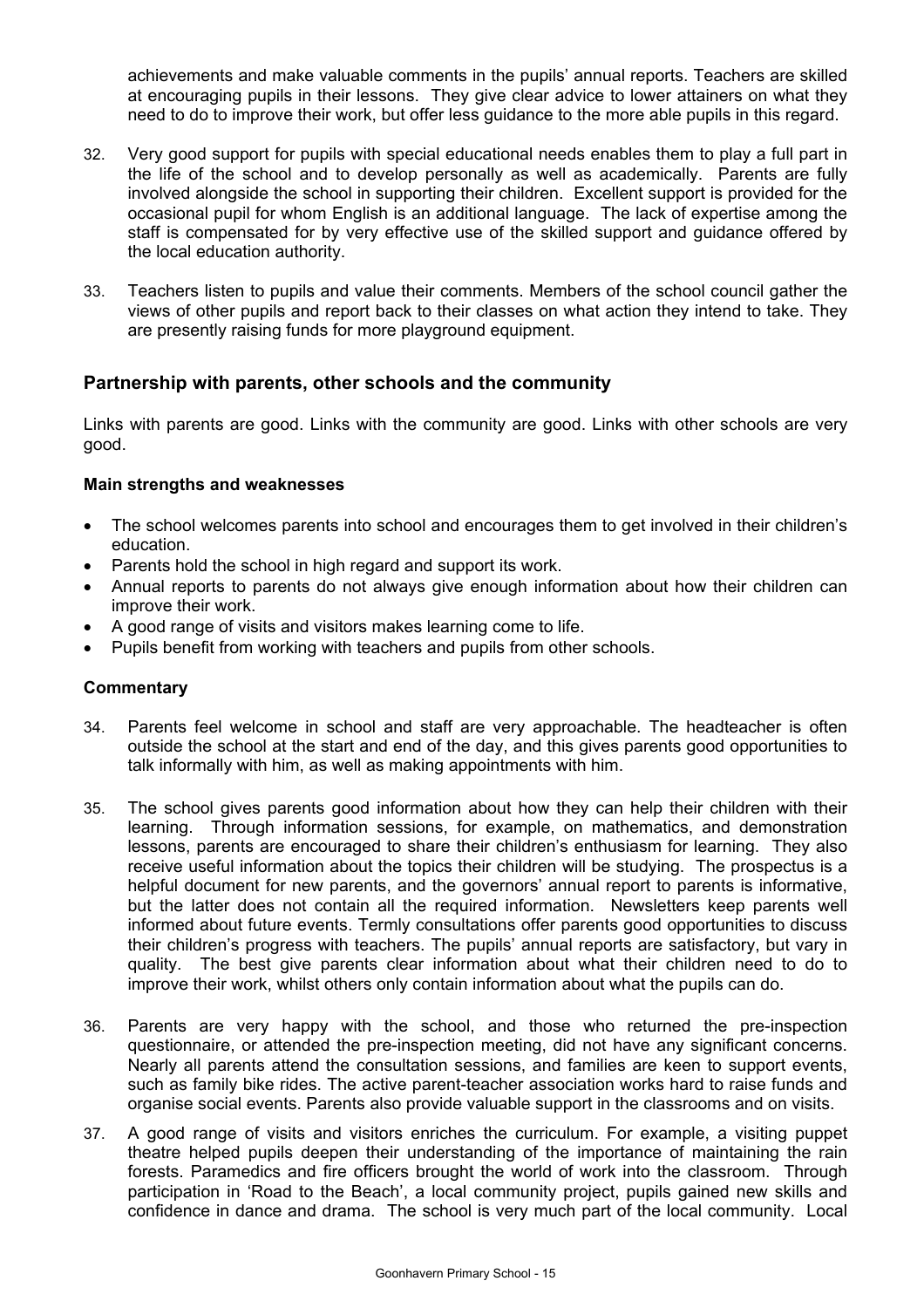achievements and make valuable comments in the pupils' annual reports. Teachers are skilled at encouraging pupils in their lessons. They give clear advice to lower attainers on what they need to do to improve their work, but offer less guidance to the more able pupils in this regard.

32. Very good support for pupils with special educational needs enables them to play a full part in the life of the school and to develop personally as well as academically. Parents are fully involved alongside the school in supporting their children. Excellent support is provided for the occasional pupil for whom English is an additional language. The lack of expertise among the staff is compensated for by very effective use of the skilled support and guidance offered by the local education authority.

33. Teachers listen to pupils and value their comments. Members of the school council gather the views of other pupils and report back to their classes on what action they intend to take. They are presently raising funds for more playground equipment.

## Partnership with parents, other schools and the community

Links with parents are good. Links with the community are good. Links with other schools are very good.

### Main strengths and weaknesses

- The school welcomes parents into school and encourages them to get involved in their children's education.
- Parents hold the school in high regard and support its work.
- Annual reports to parents do not always give enough information about how their children can improve their work.
- A good range of visits and visitors makes learning come to life.
- Pupils benefit from working with teachers and pupils from other schools.

### Commentary

34. Parents feel welcome in school and staff are very approachable. The headteacher is often outside the school at the start and end of the day, and this gives parents good opportunities to talk informally with him, as well as making appointments with him.

35. The school gives parents good information about how they can help their children with their learning. Through information sessions, for example, on mathematics, and demonstration lessons, parents are encouraged to share their children's enthusiasm for learning. They also receive useful information about the topics their children will be studying. The prospectus is a helpful document for new parents, and the governors' annual report to parents is informative, but the latter does not contain all the required information. Newsletters keep parents well informed about future events. Termly consultations offer parents good opportunities to discuss their children's progress with teachers. The pupils' annual reports are satisfactory, but vary in quality. The best give parents clear information about what their children need to do to improve their work, whilst others only contain information about what the pupils can do.

36. Parents are very happy with the school, and those who returned the pre-inspection questionnaire, or attended the pre-inspection meeting, did not have any significant concerns. Nearly all parents attend the consultation sessions, and families are keen to support events, such as family bike rides. The active parent-teacher association works hard to raise funds and organise social events. Parents also provide valuable support in the classrooms and on visits.

37. A good range of visits and visitors enriches the curriculum. For example, a visiting puppet theatre helped pupils deepen their understanding of the importance of maintaining the rain forests. Paramedics and fire officers brought the world of work into the classroom. Through participation in 'Road to the Beach', a local community project, pupils gained new skills and confidence in dance and drama. The school is very much part of the local community. Local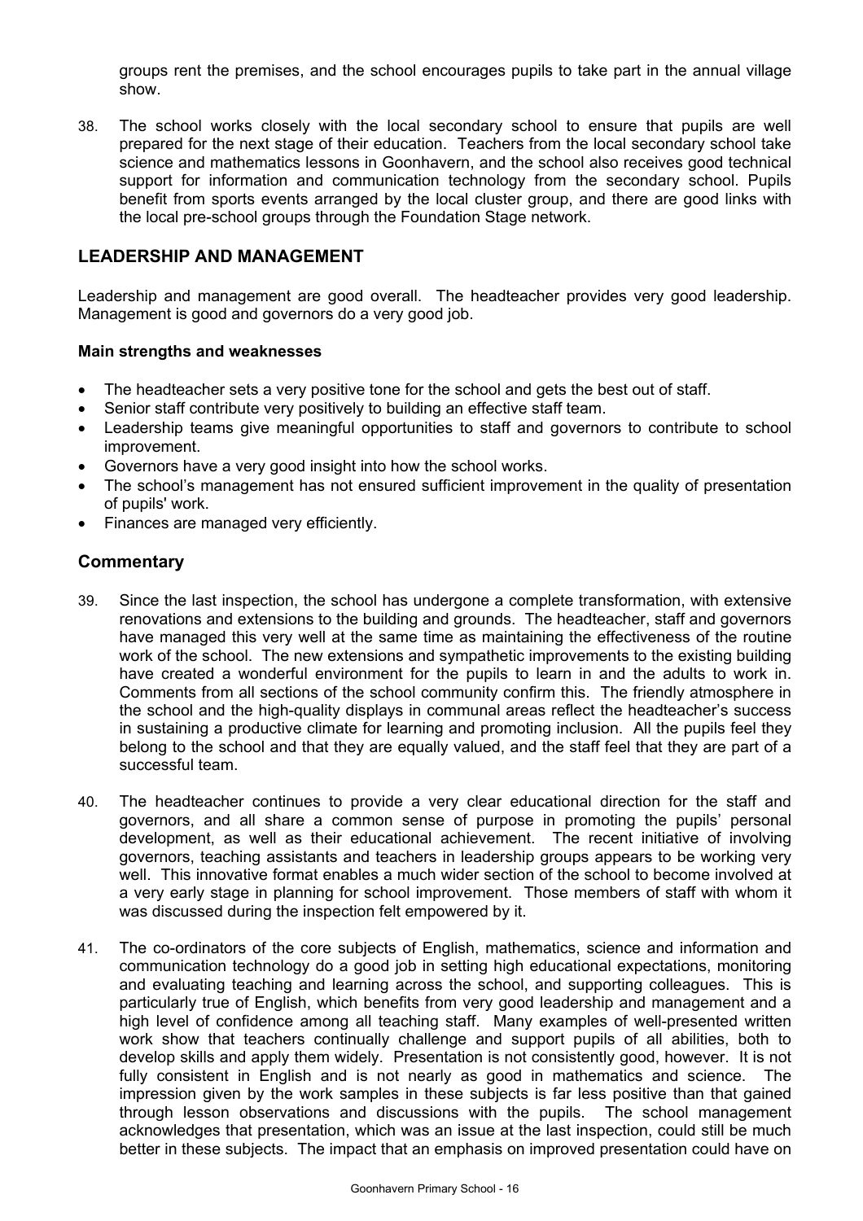groups rent the premises, and the school encourages pupils to take part in the annual village show.

38. The school works closely with the local secondary school to ensure that pupils are well prepared for the next stage of their education. Teachers from the local secondary school take science and mathematics lessons in Goonhavern, and the school also receives good technical support for information and communication technology from the secondary school. Pupils benefit from sports events arranged by the local cluster group, and there are good links with the local pre-school groups through the Foundation Stage network.

## LEADERSHIP AND MANAGEMENT

Leadership and management are good overall. The headteacher provides very good leadership. Management is good and governors do a very good job.

**Main strengths and weaknesses**

- The headteacher sets a very positive tone for the school and gets the best out of staff.
- Senior staff contribute very positively to building an effective staff team.
- Leadership teams give meaningful opportunities to staff and governors to contribute to school improvement.
- Governors have a very good insight into how the school works.
- The school's management has not ensured sufficient improvement in the quality of presentation of pupils' work.
- Finances are managed very efficiently.

### Commentary

39. Since the last inspection, the school has undergone a complete transformation, with extensive renovations and extensions to the building and grounds. The headteacher, staff and governors have managed this very well at the same time as maintaining the effectiveness of the routine work of the school. The new extensions and sympathetic improvements to the existing building have created a wonderful environment for the pupils to learn in and the adults to work in. Comments from all sections of the school community confirm this. The friendly atmosphere in the school and the high-quality displays in communal areas reflect the headteacher's success in sustaining a productive climate for learning and promoting inclusion. All the pupils feel they belong to the school and that they are equally valued, and the staff feel that they are part of a successful team.

40. The headteacher continues to provide a very clear educational direction for the staff and governors, and all share a common sense of purpose in promoting the pupils' personal development, as well as their educational achievement. The recent initiative of involving governors, teaching assistants and teachers in leadership groups appears to be working very well. This innovative format enables a much wider section of the school to become involved at a very early stage in planning for school improvement. Those members of staff with whom it was discussed during the inspection felt empowered by it.

41. The co-ordinators of the core subjects of English, mathematics, science and information and communication technology do a good job in setting high educational expectations, monitoring and evaluating teaching and learning across the school, and supporting colleagues. This is particularly true of English, which benefits from very good leadership and management and a high level of confidence among all teaching staff. Many examples of well-presented written work show that teachers continually challenge and support pupils of all abilities, both to develop skills and apply them widely. Presentation is not consistently good, however. It is not fully consistent in English and is not nearly as good in mathematics and science. The impression given by the work samples in these subjects is far less positive than that gained through lesson observations and discussions with the pupils. The school management acknowledges that presentation, which was an issue at the last inspection, could still be much better in these subjects. The impact that an emphasis on improved presentation could have on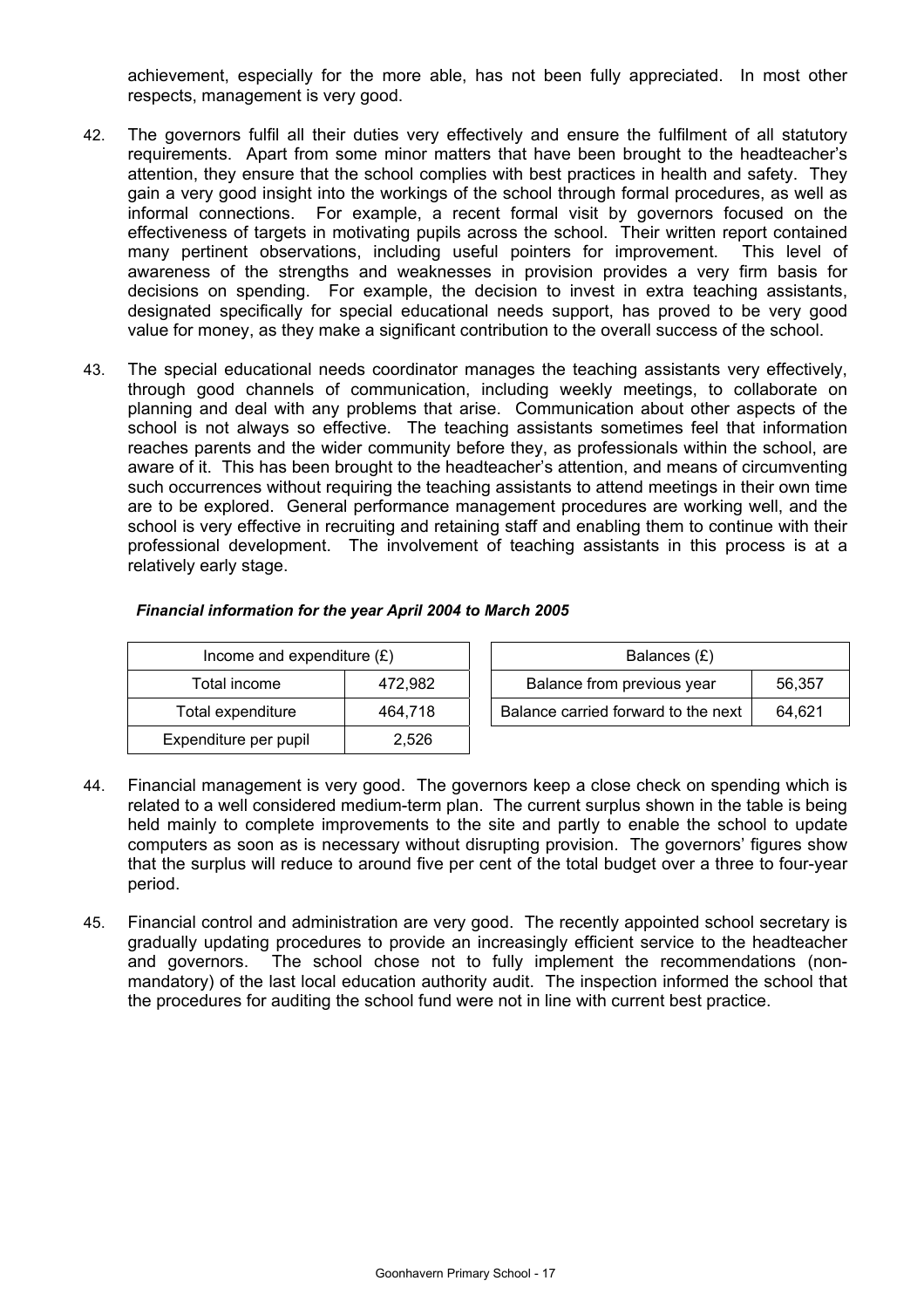achievement, especially for the more able, has not been fully appreciated. In most other respects, management is very good.

42. The governors fulfil all their duties very effectively and ensure the fulfilment of all statutory requirements. Apart from some minor matters that have been brought to the headteacher's attention, they ensure that the school complies with best practices in health and safety. They gain a very good insight into the workings of the school through formal procedures, as well as informal connections. For example, a recent formal visit by governors focused on the effectiveness of targets in motivating pupils across the school. Their written report contained many pertinent observations, including useful pointers for improvement. This level of awareness of the strengths and weaknesses in provision provides a very firm basis for decisions on spending. For example, the decision to invest in extra teaching assistants, designated specifically for special educational needs support, has proved to be very good value for money, as they make a significant contribution to the overall success of the school.

43. The special educational needs coordinator manages the teaching assistants very effectively, through good channels of communication, including weekly meetings, to collaborate on planning and deal with any problems that arise. Communication about other aspects of the school is not always so effective. The teaching assistants sometimes feel that information reaches parents and the wider community before they, as professionals within the school, are aware of it. This has been brought to the headteacher's attention, and means of circumventing such occurrences without requiring the teaching assistants to attend meetings in their own time are to be explored. General performance management procedures are working well, and the school is very effective in recruiting and retaining staff and enabling them to continue with their professional development. The involvement of teaching assistants in this process is at a relatively early stage.

***Financial information for the year April 2004 to March 2005***

| Income and expenditure (£) | |
|---|---|
| Total income | 472,982 |
| Total expenditure | 464,718 |
| Expenditure per pupil | 2,526 |

| Balances (£) | |
|---|---|
| Balance from previous year | 56,357 |
| Balance carried forward to the next | 64,621 |

44. Financial management is very good. The governors keep a close check on spending which is related to a well considered medium-term plan. The current surplus shown in the table is being held mainly to complete improvements to the site and partly to enable the school to update computers as soon as is necessary without disrupting provision. The governors' figures show that the surplus will reduce to around five per cent of the total budget over a three to four-year period.

45. Financial control and administration are very good. The recently appointed school secretary is gradually updating procedures to provide an increasingly efficient service to the headteacher and governors. The school chose not to fully implement the recommendations (non-mandatory) of the last local education authority audit. The inspection informed the school that the procedures for auditing the school fund were not in line with current best practice.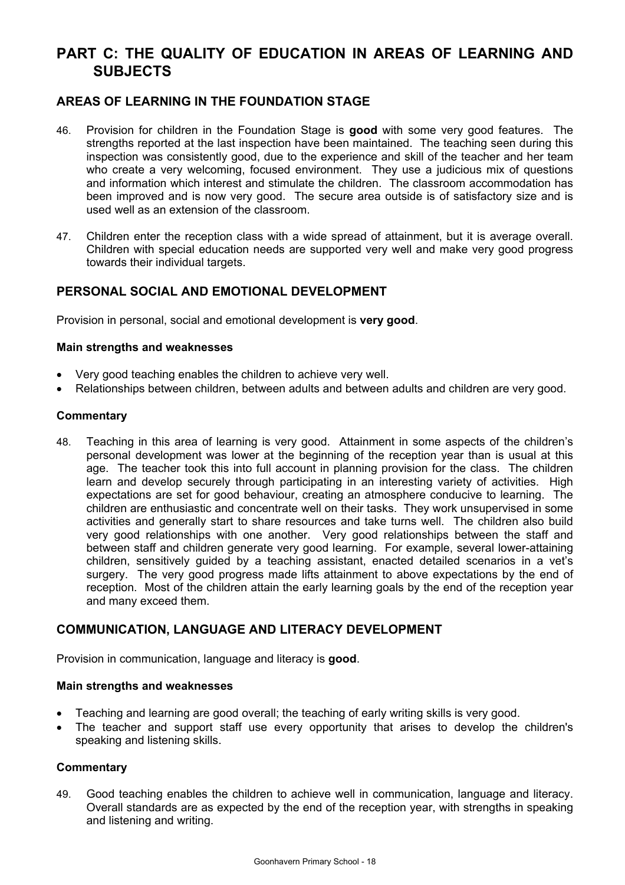# PART C: THE QUALITY OF EDUCATION IN AREAS OF LEARNING AND SUBJECTS

## AREAS OF LEARNING IN THE FOUNDATION STAGE

46. Provision for children in the Foundation Stage is **good** with some very good features. The strengths reported at the last inspection have been maintained. The teaching seen during this inspection was consistently good, due to the experience and skill of the teacher and her team who create a very welcoming, focused environment. They use a judicious mix of questions and information which interest and stimulate the children. The classroom accommodation has been improved and is now very good. The secure area outside is of satisfactory size and is used well as an extension of the classroom.

47. Children enter the reception class with a wide spread of attainment, but it is average overall. Children with special education needs are supported very well and make very good progress towards their individual targets.

## PERSONAL SOCIAL AND EMOTIONAL DEVELOPMENT

Provision in personal, social and emotional development is **very good**.

### Main strengths and weaknesses

- Very good teaching enables the children to achieve very well.
- Relationships between children, between adults and between adults and children are very good.

### Commentary

48. Teaching in this area of learning is very good. Attainment in some aspects of the children's personal development was lower at the beginning of the reception year than is usual at this age. The teacher took this into full account in planning provision for the class. The children learn and develop securely through participating in an interesting variety of activities. High expectations are set for good behaviour, creating an atmosphere conducive to learning. The children are enthusiastic and concentrate well on their tasks. They work unsupervised in some activities and generally start to share resources and take turns well. The children also build very good relationships with one another. Very good relationships between the staff and between staff and children generate very good learning. For example, several lower-attaining children, sensitively guided by a teaching assistant, enacted detailed scenarios in a vet's surgery. The very good progress made lifts attainment to above expectations by the end of reception. Most of the children attain the early learning goals by the end of the reception year and many exceed them.

## COMMUNICATION, LANGUAGE AND LITERACY DEVELOPMENT

Provision in communication, language and literacy is **good**.

### Main strengths and weaknesses

- Teaching and learning are good overall; the teaching of early writing skills is very good.
- The teacher and support staff use every opportunity that arises to develop the children's speaking and listening skills.

### Commentary

49. Good teaching enables the children to achieve well in communication, language and literacy. Overall standards are as expected by the end of the reception year, with strengths in speaking and listening and writing.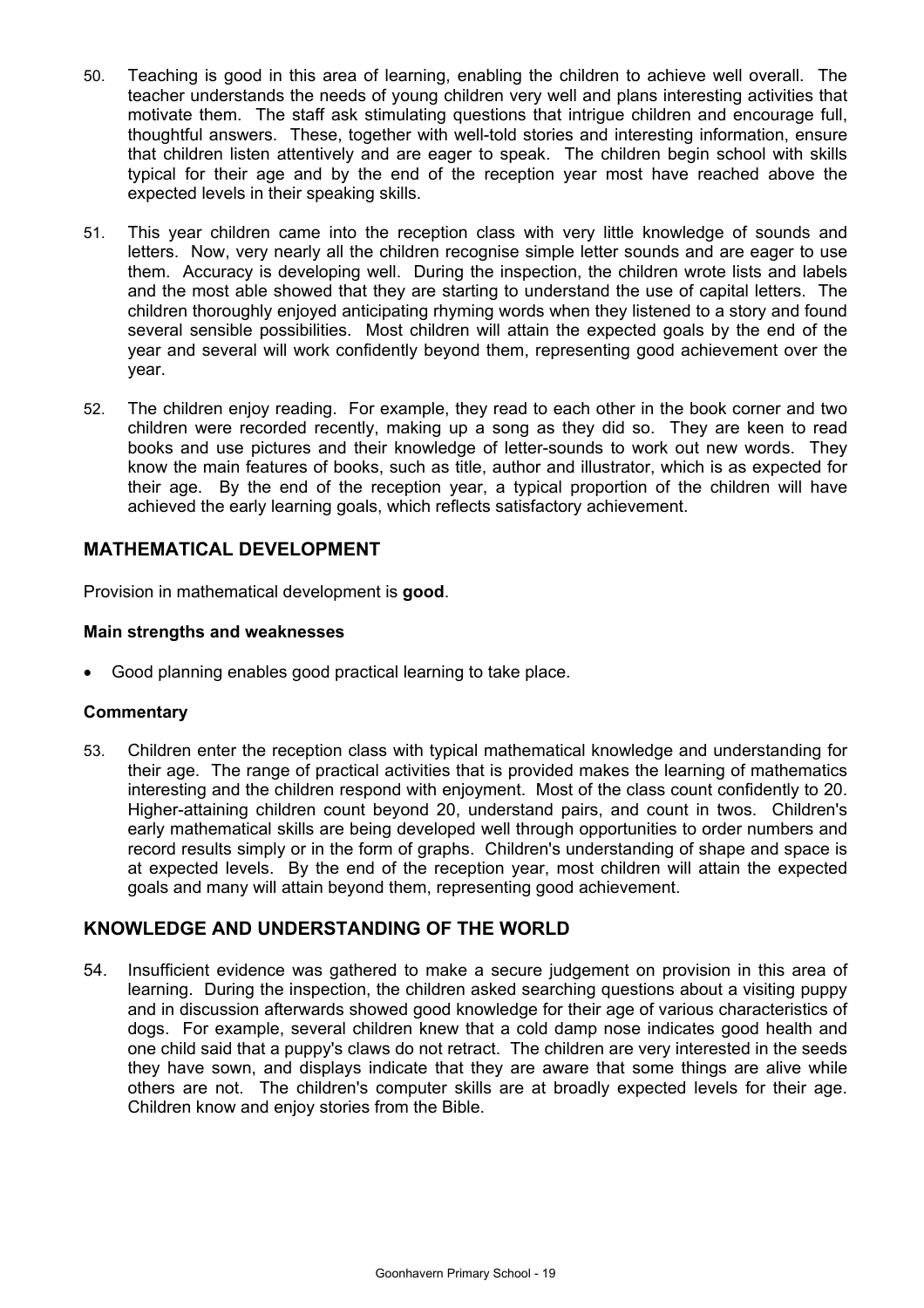50. Teaching is good in this area of learning, enabling the children to achieve well overall. The teacher understands the needs of young children very well and plans interesting activities that motivate them. The staff ask stimulating questions that intrigue children and encourage full, thoughtful answers. These, together with well-told stories and interesting information, ensure that children listen attentively and are eager to speak. The children begin school with skills typical for their age and by the end of the reception year most have reached above the expected levels in their speaking skills.

51. This year children came into the reception class with very little knowledge of sounds and letters. Now, very nearly all the children recognise simple letter sounds and are eager to use them. Accuracy is developing well. During the inspection, the children wrote lists and labels and the most able showed that they are starting to understand the use of capital letters. The children thoroughly enjoyed anticipating rhyming words when they listened to a story and found several sensible possibilities. Most children will attain the expected goals by the end of the year and several will work confidently beyond them, representing good achievement over the year.

52. The children enjoy reading. For example, they read to each other in the book corner and two children were recorded recently, making up a song as they did so. They are keen to read books and use pictures and their knowledge of letter-sounds to work out new words. They know the main features of books, such as title, author and illustrator, which is as expected for their age. By the end of the reception year, a typical proportion of the children will have achieved the early learning goals, which reflects satisfactory achievement.

## MATHEMATICAL DEVELOPMENT

Provision in mathematical development is **good**.

### Main strengths and weaknesses

- Good planning enables good practical learning to take place.

### Commentary

53. Children enter the reception class with typical mathematical knowledge and understanding for their age. The range of practical activities that is provided makes the learning of mathematics interesting and the children respond with enjoyment. Most of the class count confidently to 20. Higher-attaining children count beyond 20, understand pairs, and count in twos. Children's early mathematical skills are being developed well through opportunities to order numbers and record results simply or in the form of graphs. Children's understanding of shape and space is at expected levels. By the end of the reception year, most children will attain the expected goals and many will attain beyond them, representing good achievement.

## KNOWLEDGE AND UNDERSTANDING OF THE WORLD

54. Insufficient evidence was gathered to make a secure judgement on provision in this area of learning. During the inspection, the children asked searching questions about a visiting puppy and in discussion afterwards showed good knowledge for their age of various characteristics of dogs. For example, several children knew that a cold damp nose indicates good health and one child said that a puppy's claws do not retract. The children are very interested in the seeds they have sown, and displays indicate that they are aware that some things are alive while others are not. The children's computer skills are at broadly expected levels for their age. Children know and enjoy stories from the Bible.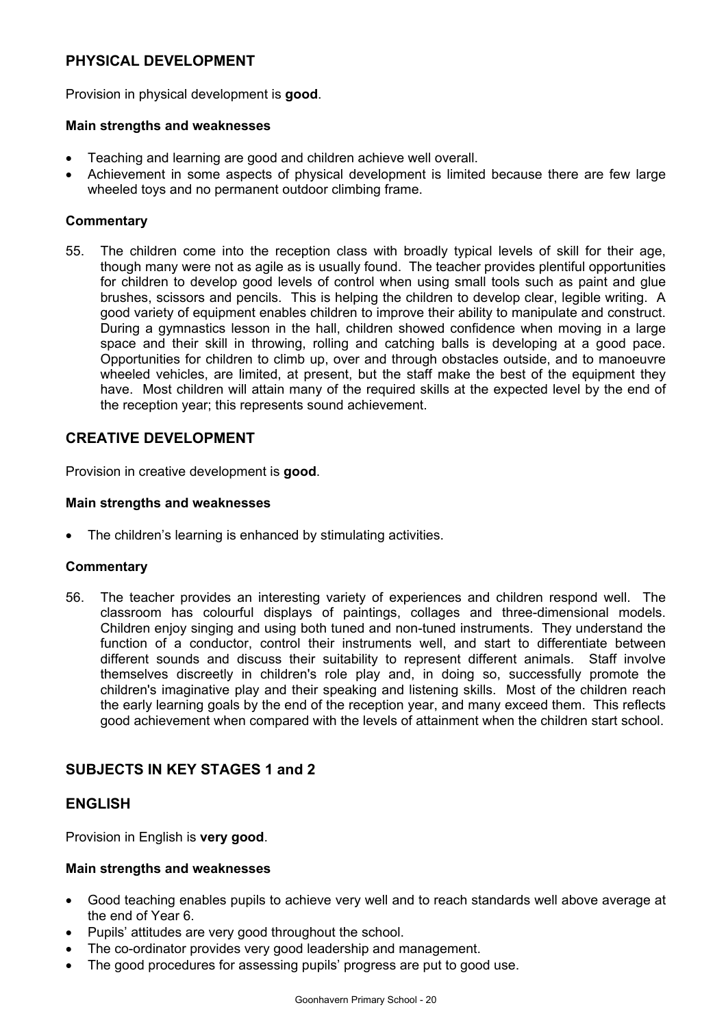## PHYSICAL DEVELOPMENT

Provision in physical development is **good**.

#### Main strengths and weaknesses

- Teaching and learning are good and children achieve well overall.
- Achievement in some aspects of physical development is limited because there are few large wheeled toys and no permanent outdoor climbing frame.

#### Commentary

55. The children come into the reception class with broadly typical levels of skill for their age, though many were not as agile as is usually found. The teacher provides plentiful opportunities for children to develop good levels of control when using small tools such as paint and glue brushes, scissors and pencils. This is helping the children to develop clear, legible writing. A good variety of equipment enables children to improve their ability to manipulate and construct. During a gymnastics lesson in the hall, children showed confidence when moving in a large space and their skill in throwing, rolling and catching balls is developing at a good pace. Opportunities for children to climb up, over and through obstacles outside, and to manoeuvre wheeled vehicles, are limited, at present, but the staff make the best of the equipment they have. Most children will attain many of the required skills at the expected level by the end of the reception year; this represents sound achievement.

## CREATIVE DEVELOPMENT

Provision in creative development is **good**.

#### Main strengths and weaknesses

- The children's learning is enhanced by stimulating activities.

#### Commentary

56. The teacher provides an interesting variety of experiences and children respond well. The classroom has colourful displays of paintings, collages and three-dimensional models. Children enjoy singing and using both tuned and non-tuned instruments. They understand the function of a conductor, control their instruments well, and start to differentiate between different sounds and discuss their suitability to represent different animals. Staff involve themselves discreetly in children's role play and, in doing so, successfully promote the children's imaginative play and their speaking and listening skills. Most of the children reach the early learning goals by the end of the reception year, and many exceed them. This reflects good achievement when compared with the levels of attainment when the children start school.

## SUBJECTS IN KEY STAGES 1 and 2

## ENGLISH

Provision in English is **very good**.

#### Main strengths and weaknesses

- Good teaching enables pupils to achieve very well and to reach standards well above average at the end of Year 6.
- Pupils' attitudes are very good throughout the school.
- The co-ordinator provides very good leadership and management.
- The good procedures for assessing pupils' progress are put to good use.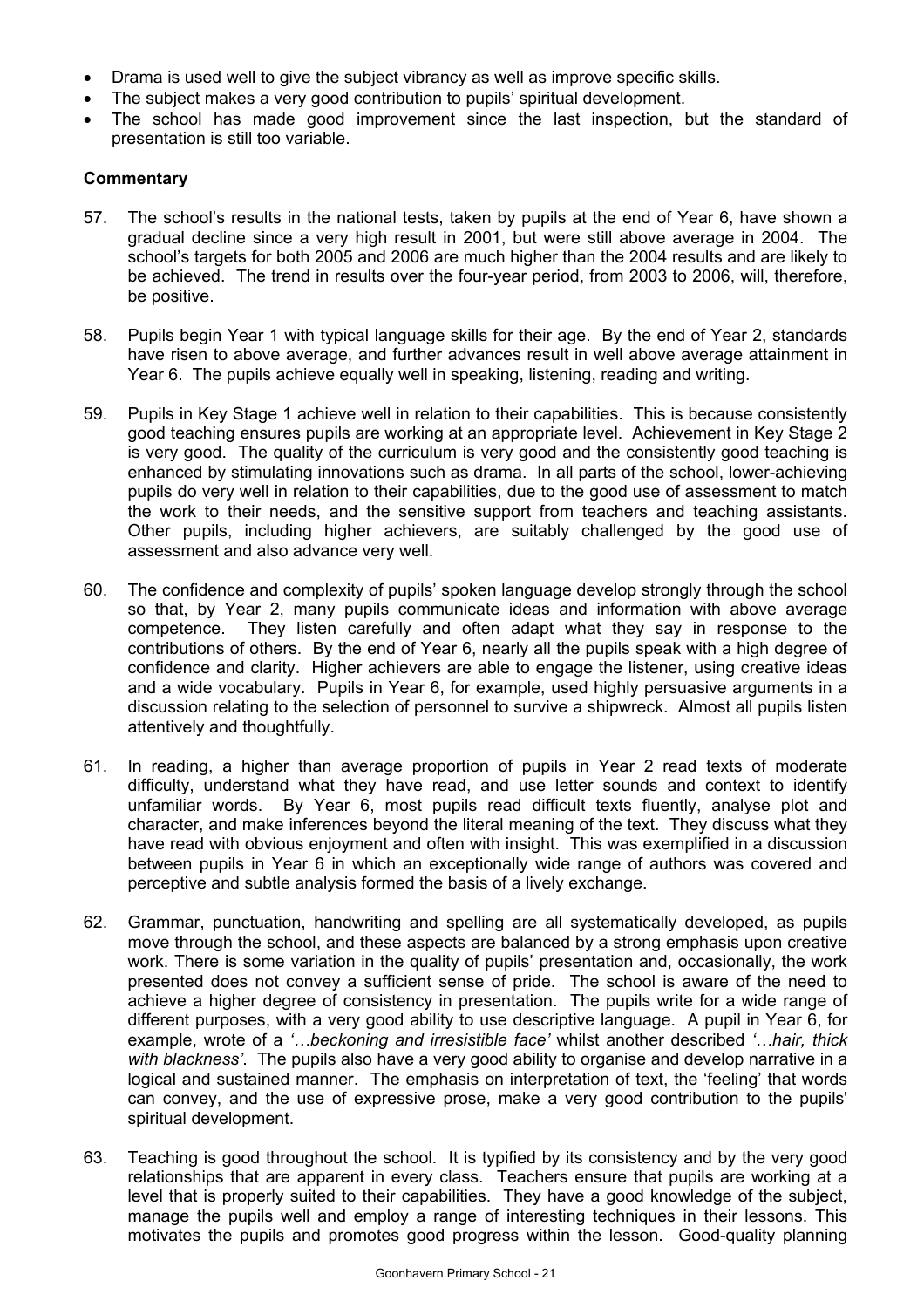- Drama is used well to give the subject vibrancy as well as improve specific skills.
- The subject makes a very good contribution to pupils' spiritual development.
- The school has made good improvement since the last inspection, but the standard of presentation is still too variable.

**Commentary**

57. The school's results in the national tests, taken by pupils at the end of Year 6, have shown a gradual decline since a very high result in 2001, but were still above average in 2004. The school's targets for both 2005 and 2006 are much higher than the 2004 results and are likely to be achieved. The trend in results over the four-year period, from 2003 to 2006, will, therefore, be positive.

58. Pupils begin Year 1 with typical language skills for their age. By the end of Year 2, standards have risen to above average, and further advances result in well above average attainment in Year 6. The pupils achieve equally well in speaking, listening, reading and writing.

59. Pupils in Key Stage 1 achieve well in relation to their capabilities. This is because consistently good teaching ensures pupils are working at an appropriate level. Achievement in Key Stage 2 is very good. The quality of the curriculum is very good and the consistently good teaching is enhanced by stimulating innovations such as drama. In all parts of the school, lower-achieving pupils do very well in relation to their capabilities, due to the good use of assessment to match the work to their needs, and the sensitive support from teachers and teaching assistants. Other pupils, including higher achievers, are suitably challenged by the good use of assessment and also advance very well.

60. The confidence and complexity of pupils' spoken language develop strongly through the school so that, by Year 2, many pupils communicate ideas and information with above average competence. They listen carefully and often adapt what they say in response to the contributions of others. By the end of Year 6, nearly all the pupils speak with a high degree of confidence and clarity. Higher achievers are able to engage the listener, using creative ideas and a wide vocabulary. Pupils in Year 6, for example, used highly persuasive arguments in a discussion relating to the selection of personnel to survive a shipwreck. Almost all pupils listen attentively and thoughtfully.

61. In reading, a higher than average proportion of pupils in Year 2 read texts of moderate difficulty, understand what they have read, and use letter sounds and context to identify unfamiliar words. By Year 6, most pupils read difficult texts fluently, analyse plot and character, and make inferences beyond the literal meaning of the text. They discuss what they have read with obvious enjoyment and often with insight. This was exemplified in a discussion between pupils in Year 6 in which an exceptionally wide range of authors was covered and perceptive and subtle analysis formed the basis of a lively exchange.

62. Grammar, punctuation, handwriting and spelling are all systematically developed, as pupils move through the school, and these aspects are balanced by a strong emphasis upon creative work. There is some variation in the quality of pupils' presentation and, occasionally, the work presented does not convey a sufficient sense of pride. The school is aware of the need to achieve a higher degree of consistency in presentation. The pupils write for a wide range of different purposes, with a very good ability to use descriptive language. A pupil in Year 6, for example, wrote of a *'…beckoning and irresistible face'* whilst another described *'…hair, thick with blackness'*. The pupils also have a very good ability to organise and develop narrative in a logical and sustained manner. The emphasis on interpretation of text, the 'feeling' that words can convey, and the use of expressive prose, make a very good contribution to the pupils' spiritual development.

63. Teaching is good throughout the school. It is typified by its consistency and by the very good relationships that are apparent in every class. Teachers ensure that pupils are working at a level that is properly suited to their capabilities. They have a good knowledge of the subject, manage the pupils well and employ a range of interesting techniques in their lessons. This motivates the pupils and promotes good progress within the lesson. Good-quality planning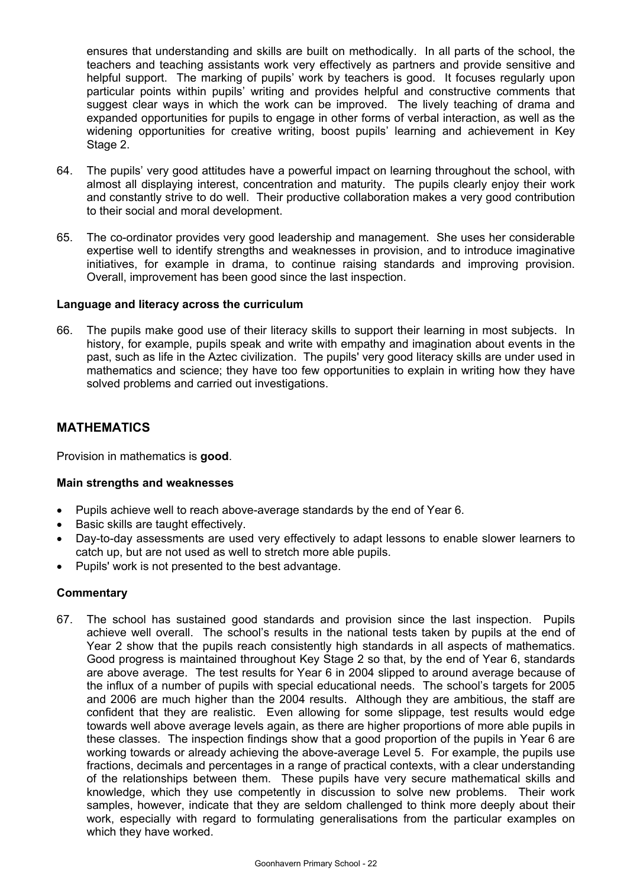ensures that understanding and skills are built on methodically. In all parts of the school, the teachers and teaching assistants work very effectively as partners and provide sensitive and helpful support. The marking of pupils' work by teachers is good. It focuses regularly upon particular points within pupils' writing and provides helpful and constructive comments that suggest clear ways in which the work can be improved. The lively teaching of drama and expanded opportunities for pupils to engage in other forms of verbal interaction, as well as the widening opportunities for creative writing, boost pupils' learning and achievement in Key Stage 2.

64. The pupils' very good attitudes have a powerful impact on learning throughout the school, with almost all displaying interest, concentration and maturity. The pupils clearly enjoy their work and constantly strive to do well. Their productive collaboration makes a very good contribution to their social and moral development.

65. The co-ordinator provides very good leadership and management. She uses her considerable expertise well to identify strengths and weaknesses in provision, and to introduce imaginative initiatives, for example in drama, to continue raising standards and improving provision. Overall, improvement has been good since the last inspection.

**Language and literacy across the curriculum**

66. The pupils make good use of their literacy skills to support their learning in most subjects. In history, for example, pupils speak and write with empathy and imagination about events in the past, such as life in the Aztec civilization. The pupils' very good literacy skills are under used in mathematics and science; they have too few opportunities to explain in writing how they have solved problems and carried out investigations.

## MATHEMATICS

Provision in mathematics is **good**.

**Main strengths and weaknesses**

- Pupils achieve well to reach above-average standards by the end of Year 6.
- Basic skills are taught effectively.
- Day-to-day assessments are used very effectively to adapt lessons to enable slower learners to catch up, but are not used as well to stretch more able pupils.
- Pupils' work is not presented to the best advantage.

**Commentary**

67. The school has sustained good standards and provision since the last inspection. Pupils achieve well overall. The school's results in the national tests taken by pupils at the end of Year 2 show that the pupils reach consistently high standards in all aspects of mathematics. Good progress is maintained throughout Key Stage 2 so that, by the end of Year 6, standards are above average. The test results for Year 6 in 2004 slipped to around average because of the influx of a number of pupils with special educational needs. The school's targets for 2005 and 2006 are much higher than the 2004 results. Although they are ambitious, the staff are confident that they are realistic. Even allowing for some slippage, test results would edge towards well above average levels again, as there are higher proportions of more able pupils in these classes. The inspection findings show that a good proportion of the pupils in Year 6 are working towards or already achieving the above-average Level 5. For example, the pupils use fractions, decimals and percentages in a range of practical contexts, with a clear understanding of the relationships between them. These pupils have very secure mathematical skills and knowledge, which they use competently in discussion to solve new problems. Their work samples, however, indicate that they are seldom challenged to think more deeply about their work, especially with regard to formulating generalisations from the particular examples on which they have worked.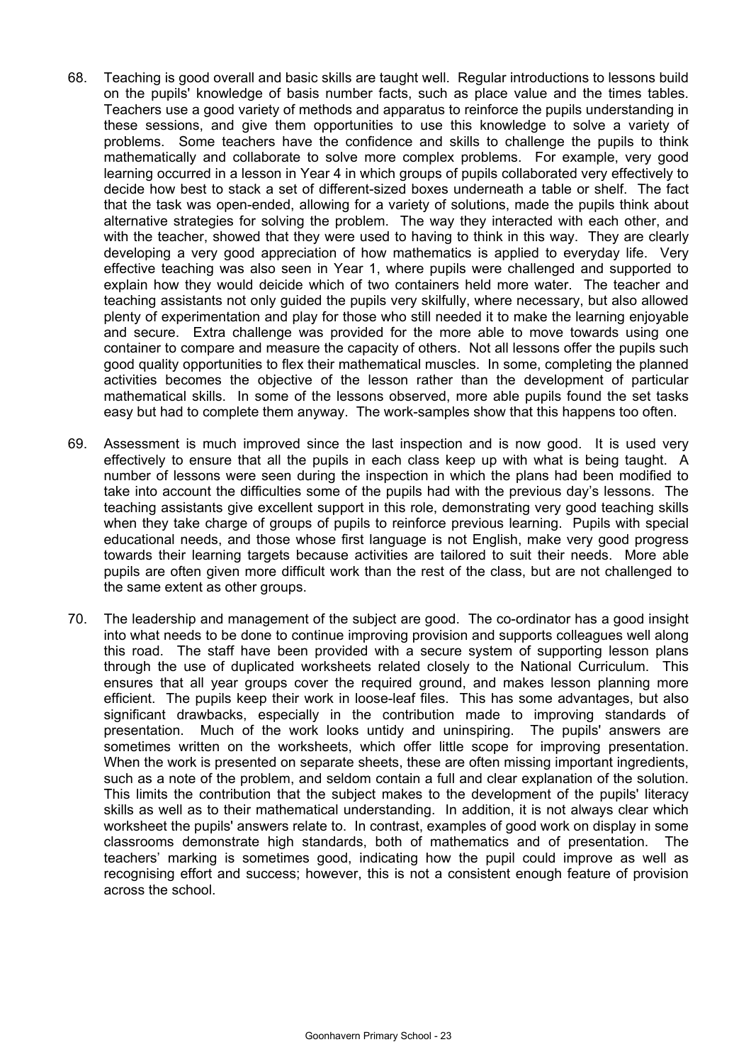68. Teaching is good overall and basic skills are taught well. Regular introductions to lessons build on the pupils' knowledge of basis number facts, such as place value and the times tables. Teachers use a good variety of methods and apparatus to reinforce the pupils understanding in these sessions, and give them opportunities to use this knowledge to solve a variety of problems. Some teachers have the confidence and skills to challenge the pupils to think mathematically and collaborate to solve more complex problems. For example, very good learning occurred in a lesson in Year 4 in which groups of pupils collaborated very effectively to decide how best to stack a set of different-sized boxes underneath a table or shelf. The fact that the task was open-ended, allowing for a variety of solutions, made the pupils think about alternative strategies for solving the problem. The way they interacted with each other, and with the teacher, showed that they were used to having to think in this way. They are clearly developing a very good appreciation of how mathematics is applied to everyday life. Very effective teaching was also seen in Year 1, where pupils were challenged and supported to explain how they would deicide which of two containers held more water. The teacher and teaching assistants not only guided the pupils very skilfully, where necessary, but also allowed plenty of experimentation and play for those who still needed it to make the learning enjoyable and secure. Extra challenge was provided for the more able to move towards using one container to compare and measure the capacity of others. Not all lessons offer the pupils such good quality opportunities to flex their mathematical muscles. In some, completing the planned activities becomes the objective of the lesson rather than the development of particular mathematical skills. In some of the lessons observed, more able pupils found the set tasks easy but had to complete them anyway. The work-samples show that this happens too often.

69. Assessment is much improved since the last inspection and is now good. It is used very effectively to ensure that all the pupils in each class keep up with what is being taught. A number of lessons were seen during the inspection in which the plans had been modified to take into account the difficulties some of the pupils had with the previous day's lessons. The teaching assistants give excellent support in this role, demonstrating very good teaching skills when they take charge of groups of pupils to reinforce previous learning. Pupils with special educational needs, and those whose first language is not English, make very good progress towards their learning targets because activities are tailored to suit their needs. More able pupils are often given more difficult work than the rest of the class, but are not challenged to the same extent as other groups.

70. The leadership and management of the subject are good. The co-ordinator has a good insight into what needs to be done to continue improving provision and supports colleagues well along this road. The staff have been provided with a secure system of supporting lesson plans through the use of duplicated worksheets related closely to the National Curriculum. This ensures that all year groups cover the required ground, and makes lesson planning more efficient. The pupils keep their work in loose-leaf files. This has some advantages, but also significant drawbacks, especially in the contribution made to improving standards of presentation. Much of the work looks untidy and uninspiring. The pupils' answers are sometimes written on the worksheets, which offer little scope for improving presentation. When the work is presented on separate sheets, these are often missing important ingredients, such as a note of the problem, and seldom contain a full and clear explanation of the solution. This limits the contribution that the subject makes to the development of the pupils' literacy skills as well as to their mathematical understanding. In addition, it is not always clear which worksheet the pupils' answers relate to. In contrast, examples of good work on display in some classrooms demonstrate high standards, both of mathematics and of presentation. The teachers' marking is sometimes good, indicating how the pupil could improve as well as recognising effort and success; however, this is not a consistent enough feature of provision across the school.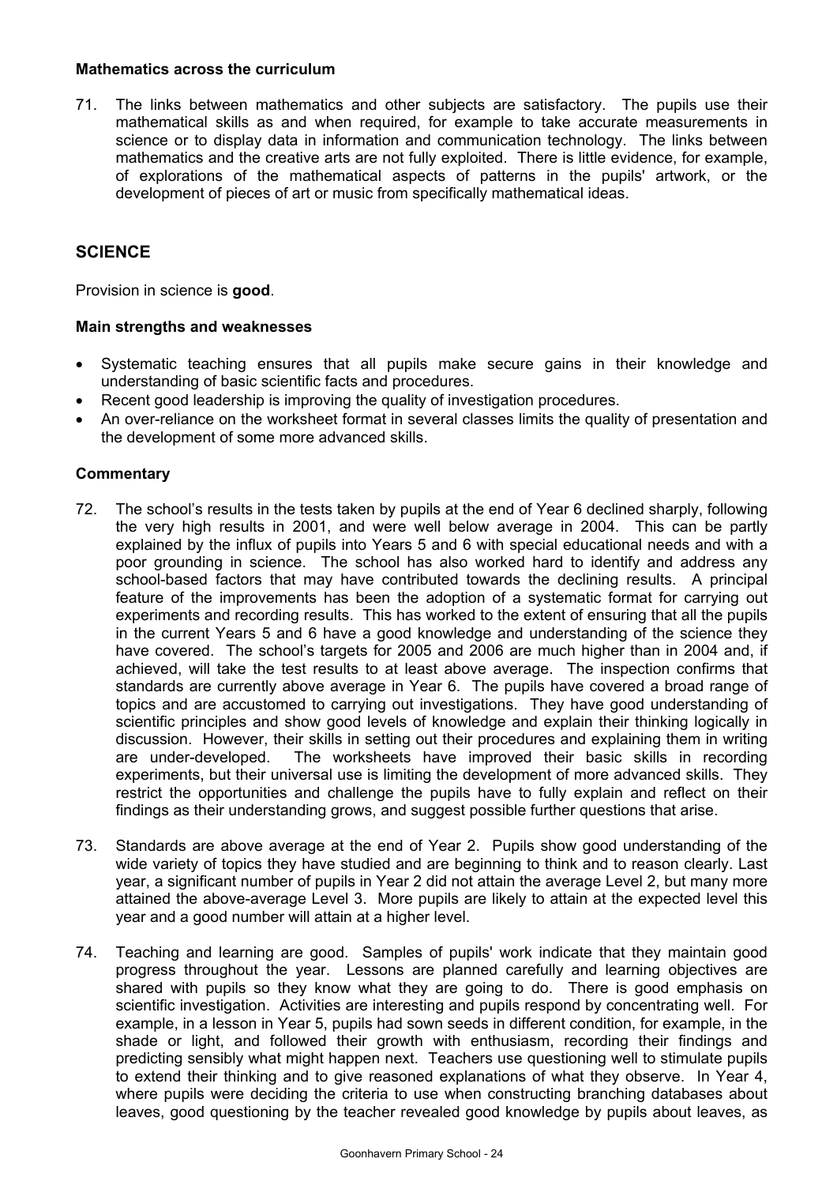**Mathematics across the curriculum**

71. The links between mathematics and other subjects are satisfactory. The pupils use their mathematical skills as and when required, for example to take accurate measurements in science or to display data in information and communication technology. The links between mathematics and the creative arts are not fully exploited. There is little evidence, for example, of explorations of the mathematical aspects of patterns in the pupils' artwork, or the development of pieces of art or music from specifically mathematical ideas.

## SCIENCE

Provision in science is **good**.

**Main strengths and weaknesses**

- Systematic teaching ensures that all pupils make secure gains in their knowledge and understanding of basic scientific facts and procedures.
- Recent good leadership is improving the quality of investigation procedures.
- An over-reliance on the worksheet format in several classes limits the quality of presentation and the development of some more advanced skills.

**Commentary**

72. The school's results in the tests taken by pupils at the end of Year 6 declined sharply, following the very high results in 2001, and were well below average in 2004. This can be partly explained by the influx of pupils into Years 5 and 6 with special educational needs and with a poor grounding in science. The school has also worked hard to identify and address any school-based factors that may have contributed towards the declining results. A principal feature of the improvements has been the adoption of a systematic format for carrying out experiments and recording results. This has worked to the extent of ensuring that all the pupils in the current Years 5 and 6 have a good knowledge and understanding of the science they have covered. The school's targets for 2005 and 2006 are much higher than in 2004 and, if achieved, will take the test results to at least above average. The inspection confirms that standards are currently above average in Year 6. The pupils have covered a broad range of topics and are accustomed to carrying out investigations. They have good understanding of scientific principles and show good levels of knowledge and explain their thinking logically in discussion. However, their skills in setting out their procedures and explaining them in writing are under-developed. The worksheets have improved their basic skills in recording experiments, but their universal use is limiting the development of more advanced skills. They restrict the opportunities and challenge the pupils have to fully explain and reflect on their findings as their understanding grows, and suggest possible further questions that arise.

73. Standards are above average at the end of Year 2. Pupils show good understanding of the wide variety of topics they have studied and are beginning to think and to reason clearly. Last year, a significant number of pupils in Year 2 did not attain the average Level 2, but many more attained the above-average Level 3. More pupils are likely to attain at the expected level this year and a good number will attain at a higher level.

74. Teaching and learning are good. Samples of pupils' work indicate that they maintain good progress throughout the year. Lessons are planned carefully and learning objectives are shared with pupils so they know what they are going to do. There is good emphasis on scientific investigation. Activities are interesting and pupils respond by concentrating well. For example, in a lesson in Year 5, pupils had sown seeds in different condition, for example, in the shade or light, and followed their growth with enthusiasm, recording their findings and predicting sensibly what might happen next. Teachers use questioning well to stimulate pupils to extend their thinking and to give reasoned explanations of what they observe. In Year 4, where pupils were deciding the criteria to use when constructing branching databases about leaves, good questioning by the teacher revealed good knowledge by pupils about leaves, as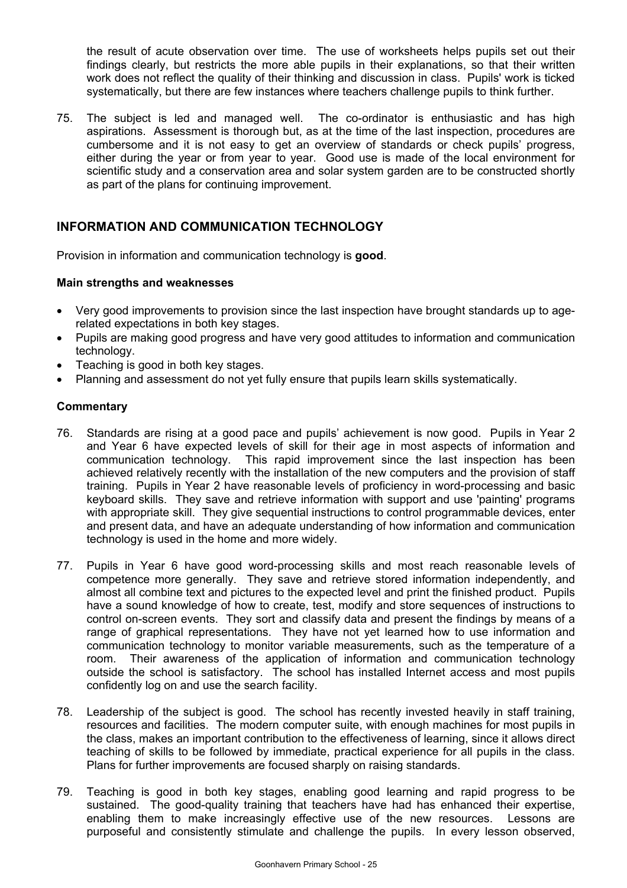the result of acute observation over time. The use of worksheets helps pupils set out their findings clearly, but restricts the more able pupils in their explanations, so that their written work does not reflect the quality of their thinking and discussion in class. Pupils' work is ticked systematically, but there are few instances where teachers challenge pupils to think further.

75. The subject is led and managed well. The co-ordinator is enthusiastic and has high aspirations. Assessment is thorough but, as at the time of the last inspection, procedures are cumbersome and it is not easy to get an overview of standards or check pupils' progress, either during the year or from year to year. Good use is made of the local environment for scientific study and a conservation area and solar system garden are to be constructed shortly as part of the plans for continuing improvement.

## INFORMATION AND COMMUNICATION TECHNOLOGY

Provision in information and communication technology is **good**.

### Main strengths and weaknesses

- Very good improvements to provision since the last inspection have brought standards up to age-related expectations in both key stages.
- Pupils are making good progress and have very good attitudes to information and communication technology.
- Teaching is good in both key stages.
- Planning and assessment do not yet fully ensure that pupils learn skills systematically.

### Commentary

76. Standards are rising at a good pace and pupils' achievement is now good. Pupils in Year 2 and Year 6 have expected levels of skill for their age in most aspects of information and communication technology. This rapid improvement since the last inspection has been achieved relatively recently with the installation of the new computers and the provision of staff training. Pupils in Year 2 have reasonable levels of proficiency in word-processing and basic keyboard skills. They save and retrieve information with support and use 'painting' programs with appropriate skill. They give sequential instructions to control programmable devices, enter and present data, and have an adequate understanding of how information and communication technology is used in the home and more widely.

77. Pupils in Year 6 have good word-processing skills and most reach reasonable levels of competence more generally. They save and retrieve stored information independently, and almost all combine text and pictures to the expected level and print the finished product. Pupils have a sound knowledge of how to create, test, modify and store sequences of instructions to control on-screen events. They sort and classify data and present the findings by means of a range of graphical representations. They have not yet learned how to use information and communication technology to monitor variable measurements, such as the temperature of a room. Their awareness of the application of information and communication technology outside the school is satisfactory. The school has installed Internet access and most pupils confidently log on and use the search facility.

78. Leadership of the subject is good. The school has recently invested heavily in staff training, resources and facilities. The modern computer suite, with enough machines for most pupils in the class, makes an important contribution to the effectiveness of learning, since it allows direct teaching of skills to be followed by immediate, practical experience for all pupils in the class. Plans for further improvements are focused sharply on raising standards.

79. Teaching is good in both key stages, enabling good learning and rapid progress to be sustained. The good-quality training that teachers have had has enhanced their expertise, enabling them to make increasingly effective use of the new resources. Lessons are purposeful and consistently stimulate and challenge the pupils. In every lesson observed,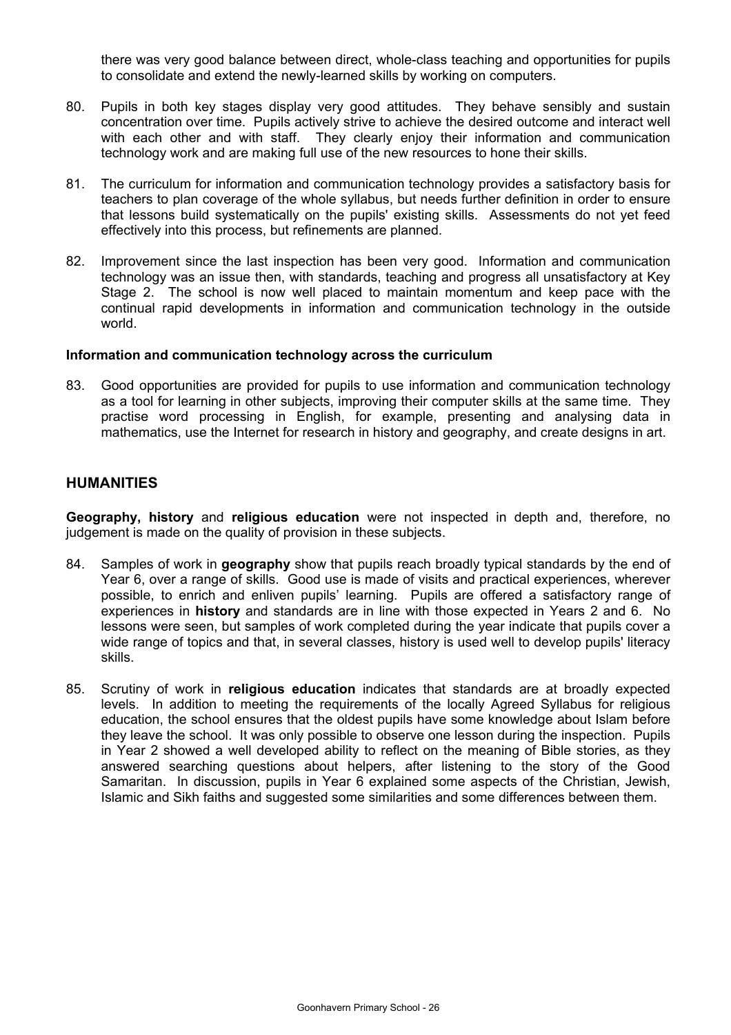there was very good balance between direct, whole-class teaching and opportunities for pupils to consolidate and extend the newly-learned skills by working on computers.

80. Pupils in both key stages display very good attitudes. They behave sensibly and sustain concentration over time. Pupils actively strive to achieve the desired outcome and interact well with each other and with staff. They clearly enjoy their information and communication technology work and are making full use of the new resources to hone their skills.

81. The curriculum for information and communication technology provides a satisfactory basis for teachers to plan coverage of the whole syllabus, but needs further definition in order to ensure that lessons build systematically on the pupils' existing skills. Assessments do not yet feed effectively into this process, but refinements are planned.

82. Improvement since the last inspection has been very good. Information and communication technology was an issue then, with standards, teaching and progress all unsatisfactory at Key Stage 2. The school is now well placed to maintain momentum and keep pace with the continual rapid developments in information and communication technology in the outside world.

**Information and communication technology across the curriculum**

83. Good opportunities are provided for pupils to use information and communication technology as a tool for learning in other subjects, improving their computer skills at the same time. They practise word processing in English, for example, presenting and analysing data in mathematics, use the Internet for research in history and geography, and create designs in art.

## HUMANITIES

**Geography, history** and **religious education** were not inspected in depth and, therefore, no judgement is made on the quality of provision in these subjects.

84. Samples of work in **geography** show that pupils reach broadly typical standards by the end of Year 6, over a range of skills. Good use is made of visits and practical experiences, wherever possible, to enrich and enliven pupils' learning. Pupils are offered a satisfactory range of experiences in **history** and standards are in line with those expected in Years 2 and 6. No lessons were seen, but samples of work completed during the year indicate that pupils cover a wide range of topics and that, in several classes, history is used well to develop pupils' literacy skills.

85. Scrutiny of work in **religious education** indicates that standards are at broadly expected levels. In addition to meeting the requirements of the locally Agreed Syllabus for religious education, the school ensures that the oldest pupils have some knowledge about Islam before they leave the school. It was only possible to observe one lesson during the inspection. Pupils in Year 2 showed a well developed ability to reflect on the meaning of Bible stories, as they answered searching questions about helpers, after listening to the story of the Good Samaritan. In discussion, pupils in Year 6 explained some aspects of the Christian, Jewish, Islamic and Sikh faiths and suggested some similarities and some differences between them.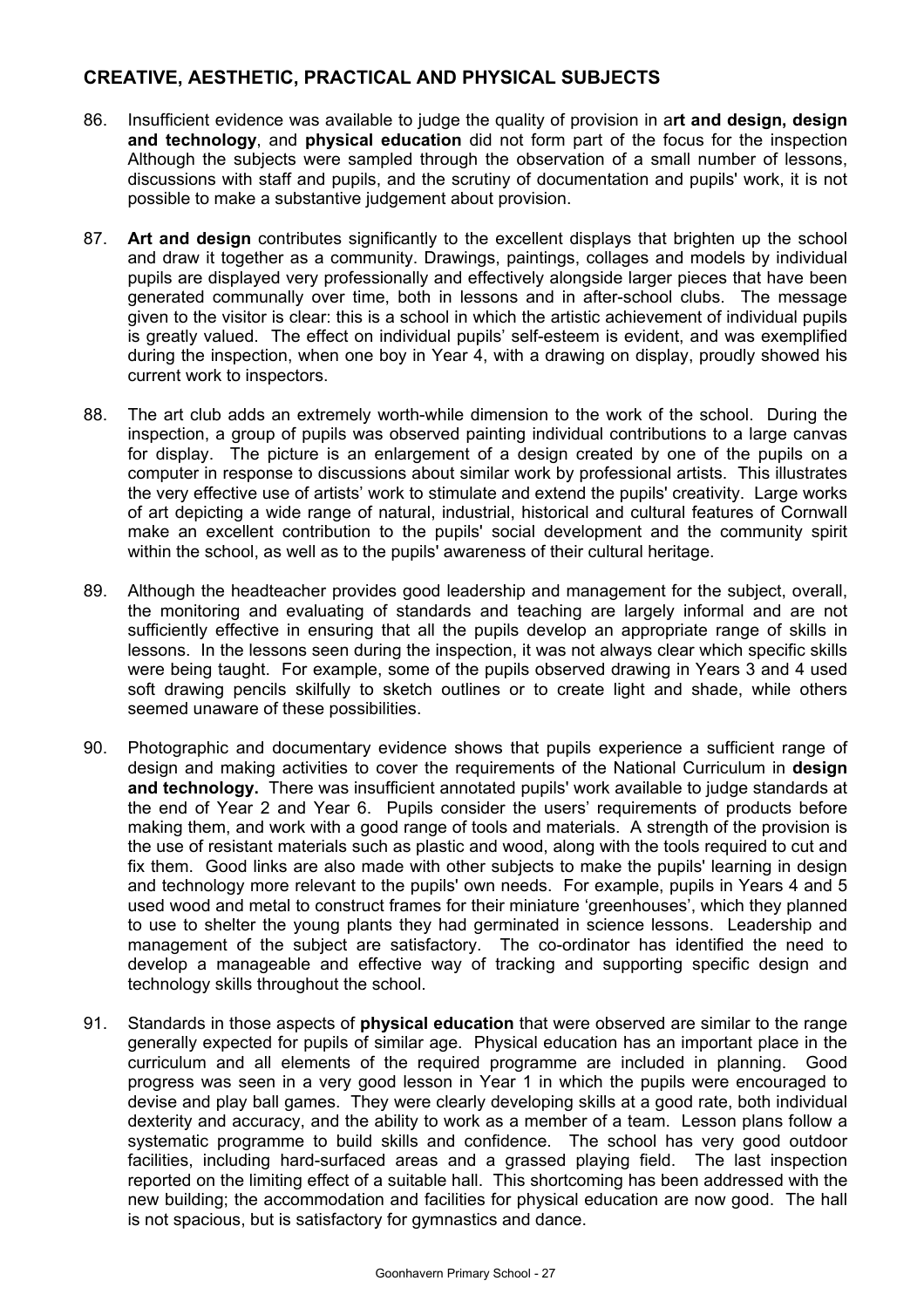## CREATIVE, AESTHETIC, PRACTICAL AND PHYSICAL SUBJECTS

86. Insufficient evidence was available to judge the quality of provision in a**rt and design, design and technology**, and **physical education** did not form part of the focus for the inspection Although the subjects were sampled through the observation of a small number of lessons, discussions with staff and pupils, and the scrutiny of documentation and pupils' work, it is not possible to make a substantive judgement about provision.

87. **Art and design** contributes significantly to the excellent displays that brighten up the school and draw it together as a community. Drawings, paintings, collages and models by individual pupils are displayed very professionally and effectively alongside larger pieces that have been generated communally over time, both in lessons and in after-school clubs. The message given to the visitor is clear: this is a school in which the artistic achievement of individual pupils is greatly valued. The effect on individual pupils' self-esteem is evident, and was exemplified during the inspection, when one boy in Year 4, with a drawing on display, proudly showed his current work to inspectors.

88. The art club adds an extremely worth-while dimension to the work of the school. During the inspection, a group of pupils was observed painting individual contributions to a large canvas for display. The picture is an enlargement of a design created by one of the pupils on a computer in response to discussions about similar work by professional artists. This illustrates the very effective use of artists' work to stimulate and extend the pupils' creativity. Large works of art depicting a wide range of natural, industrial, historical and cultural features of Cornwall make an excellent contribution to the pupils' social development and the community spirit within the school, as well as to the pupils' awareness of their cultural heritage.

89. Although the headteacher provides good leadership and management for the subject, overall, the monitoring and evaluating of standards and teaching are largely informal and are not sufficiently effective in ensuring that all the pupils develop an appropriate range of skills in lessons. In the lessons seen during the inspection, it was not always clear which specific skills were being taught. For example, some of the pupils observed drawing in Years 3 and 4 used soft drawing pencils skilfully to sketch outlines or to create light and shade, while others seemed unaware of these possibilities.

90. Photographic and documentary evidence shows that pupils experience a sufficient range of design and making activities to cover the requirements of the National Curriculum in **design and technology.** There was insufficient annotated pupils' work available to judge standards at the end of Year 2 and Year 6. Pupils consider the users' requirements of products before making them, and work with a good range of tools and materials. A strength of the provision is the use of resistant materials such as plastic and wood, along with the tools required to cut and fix them. Good links are also made with other subjects to make the pupils' learning in design and technology more relevant to the pupils' own needs. For example, pupils in Years 4 and 5 used wood and metal to construct frames for their miniature 'greenhouses', which they planned to use to shelter the young plants they had germinated in science lessons. Leadership and management of the subject are satisfactory. The co-ordinator has identified the need to develop a manageable and effective way of tracking and supporting specific design and technology skills throughout the school.

91. Standards in those aspects of **physical education** that were observed are similar to the range generally expected for pupils of similar age. Physical education has an important place in the curriculum and all elements of the required programme are included in planning. Good progress was seen in a very good lesson in Year 1 in which the pupils were encouraged to devise and play ball games. They were clearly developing skills at a good rate, both individual dexterity and accuracy, and the ability to work as a member of a team. Lesson plans follow a systematic programme to build skills and confidence. The school has very good outdoor facilities, including hard-surfaced areas and a grassed playing field. The last inspection reported on the limiting effect of a suitable hall. This shortcoming has been addressed with the new building; the accommodation and facilities for physical education are now good. The hall is not spacious, but is satisfactory for gymnastics and dance.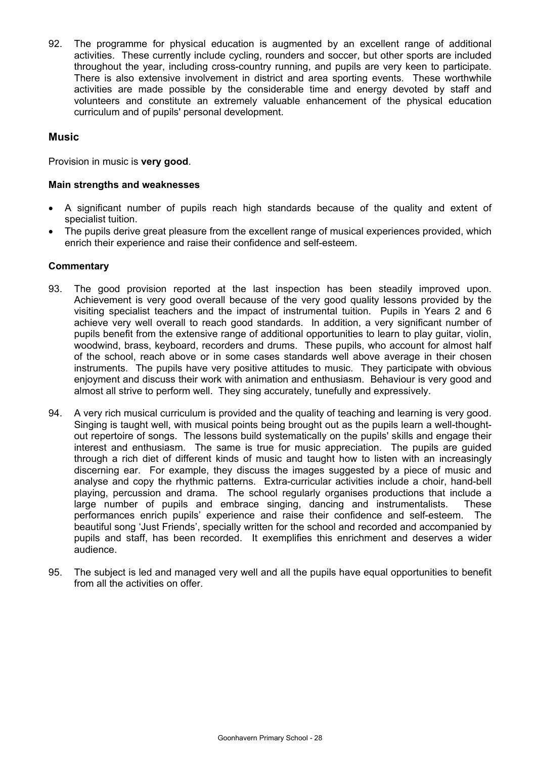92. The programme for physical education is augmented by an excellent range of additional activities. These currently include cycling, rounders and soccer, but other sports are included throughout the year, including cross-country running, and pupils are very keen to participate. There is also extensive involvement in district and area sporting events. These worthwhile activities are made possible by the considerable time and energy devoted by staff and volunteers and constitute an extremely valuable enhancement of the physical education curriculum and of pupils' personal development.

## Music

Provision in music is **very good**.

### Main strengths and weaknesses

- A significant number of pupils reach high standards because of the quality and extent of specialist tuition.
- The pupils derive great pleasure from the excellent range of musical experiences provided, which enrich their experience and raise their confidence and self-esteem.

### Commentary

93. The good provision reported at the last inspection has been steadily improved upon. Achievement is very good overall because of the very good quality lessons provided by the visiting specialist teachers and the impact of instrumental tuition. Pupils in Years 2 and 6 achieve very well overall to reach good standards. In addition, a very significant number of pupils benefit from the extensive range of additional opportunities to learn to play guitar, violin, woodwind, brass, keyboard, recorders and drums. These pupils, who account for almost half of the school, reach above or in some cases standards well above average in their chosen instruments. The pupils have very positive attitudes to music. They participate with obvious enjoyment and discuss their work with animation and enthusiasm. Behaviour is very good and almost all strive to perform well. They sing accurately, tunefully and expressively.

94. A very rich musical curriculum is provided and the quality of teaching and learning is very good. Singing is taught well, with musical points being brought out as the pupils learn a well-thought-out repertoire of songs. The lessons build systematically on the pupils' skills and engage their interest and enthusiasm. The same is true for music appreciation. The pupils are guided through a rich diet of different kinds of music and taught how to listen with an increasingly discerning ear. For example, they discuss the images suggested by a piece of music and analyse and copy the rhythmic patterns. Extra-curricular activities include a choir, hand-bell playing, percussion and drama. The school regularly organises productions that include a large number of pupils and embrace singing, dancing and instrumentalists. These performances enrich pupils' experience and raise their confidence and self-esteem. The beautiful song 'Just Friends', specially written for the school and recorded and accompanied by pupils and staff, has been recorded. It exemplifies this enrichment and deserves a wider audience.

95. The subject is led and managed very well and all the pupils have equal opportunities to benefit from all the activities on offer.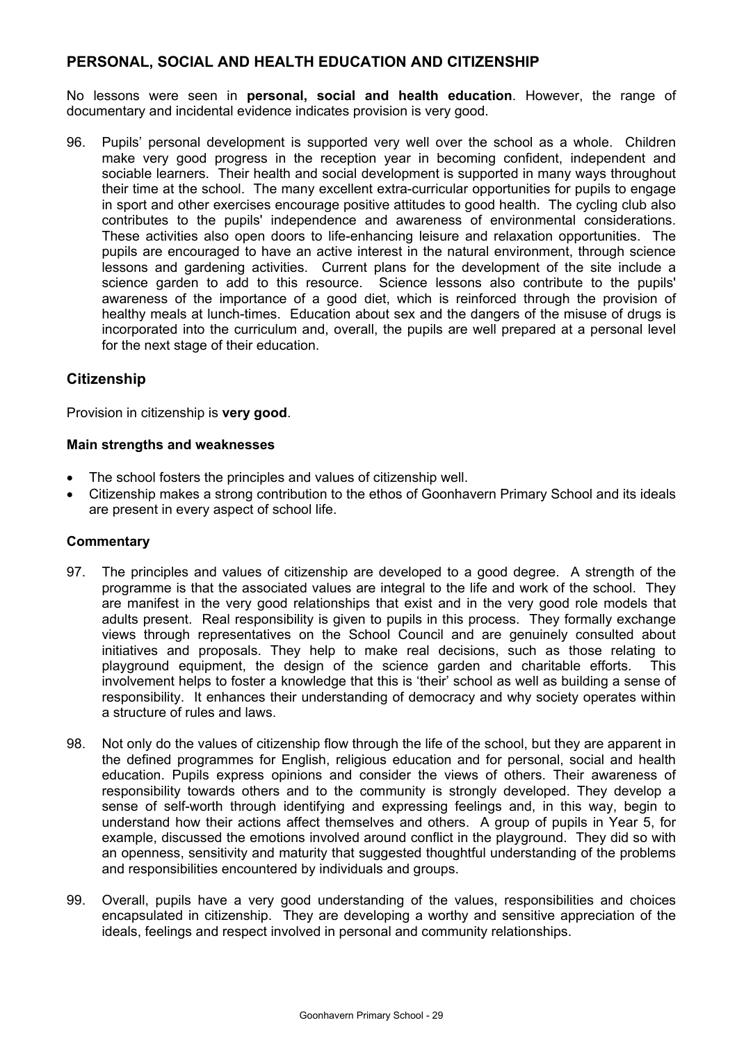## PERSONAL, SOCIAL AND HEALTH EDUCATION AND CITIZENSHIP

No lessons were seen in **personal, social and health education**. However, the range of documentary and incidental evidence indicates provision is very good.

96. Pupils' personal development is supported very well over the school as a whole. Children make very good progress in the reception year in becoming confident, independent and sociable learners. Their health and social development is supported in many ways throughout their time at the school. The many excellent extra-curricular opportunities for pupils to engage in sport and other exercises encourage positive attitudes to good health. The cycling club also contributes to the pupils' independence and awareness of environmental considerations. These activities also open doors to life-enhancing leisure and relaxation opportunities. The pupils are encouraged to have an active interest in the natural environment, through science lessons and gardening activities. Current plans for the development of the site include a science garden to add to this resource. Science lessons also contribute to the pupils' awareness of the importance of a good diet, which is reinforced through the provision of healthy meals at lunch-times. Education about sex and the dangers of the misuse of drugs is incorporated into the curriculum and, overall, the pupils are well prepared at a personal level for the next stage of their education.

### Citizenship

Provision in citizenship is **very good**.

**Main strengths and weaknesses**

- The school fosters the principles and values of citizenship well.
- Citizenship makes a strong contribution to the ethos of Goonhavern Primary School and its ideals are present in every aspect of school life.

**Commentary**

97. The principles and values of citizenship are developed to a good degree. A strength of the programme is that the associated values are integral to the life and work of the school. They are manifest in the very good relationships that exist and in the very good role models that adults present. Real responsibility is given to pupils in this process. They formally exchange views through representatives on the School Council and are genuinely consulted about initiatives and proposals. They help to make real decisions, such as those relating to playground equipment, the design of the science garden and charitable efforts. This involvement helps to foster a knowledge that this is 'their' school as well as building a sense of responsibility. It enhances their understanding of democracy and why society operates within a structure of rules and laws.

98. Not only do the values of citizenship flow through the life of the school, but they are apparent in the defined programmes for English, religious education and for personal, social and health education. Pupils express opinions and consider the views of others. Their awareness of responsibility towards others and to the community is strongly developed. They develop a sense of self-worth through identifying and expressing feelings and, in this way, begin to understand how their actions affect themselves and others. A group of pupils in Year 5, for example, discussed the emotions involved around conflict in the playground. They did so with an openness, sensitivity and maturity that suggested thoughtful understanding of the problems and responsibilities encountered by individuals and groups.

99. Overall, pupils have a very good understanding of the values, responsibilities and choices encapsulated in citizenship. They are developing a worthy and sensitive appreciation of the ideals, feelings and respect involved in personal and community relationships.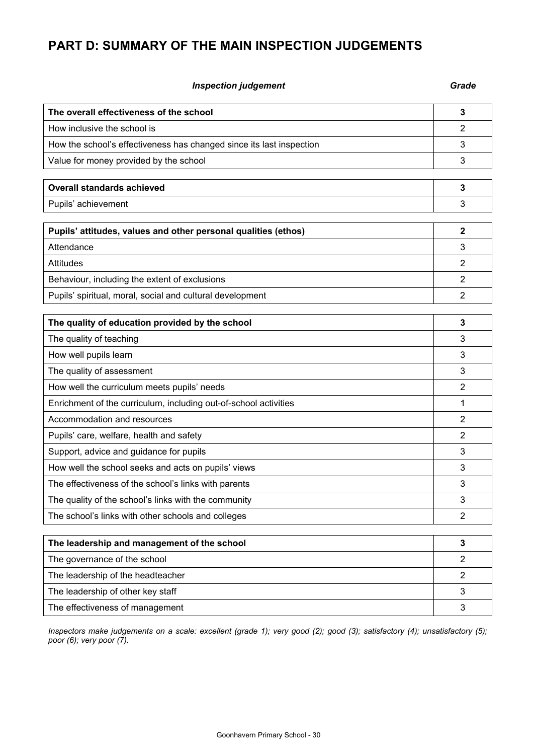# PART D: SUMMARY OF THE MAIN INSPECTION JUDGEMENTS

| *Inspection judgement* | *Grade* |
|---|---|
| **The overall effectiveness of the school** | **3** |
| How inclusive the school is | 2 |
| How the school's effectiveness has changed since its last inspection | 3 |
| Value for money provided by the school | 3 |
| **Overall standards achieved** | **3** |
| Pupils' achievement | 3 |
| **Pupils' attitudes, values and other personal qualities (ethos)** | **2** |
| Attendance | 3 |
| Attitudes | 2 |
| Behaviour, including the extent of exclusions | 2 |
| Pupils' spiritual, moral, social and cultural development | 2 |
| **The quality of education provided by the school** | **3** |
| The quality of teaching | 3 |
| How well pupils learn | 3 |
| The quality of assessment | 3 |
| How well the curriculum meets pupils' needs | 2 |
| Enrichment of the curriculum, including out-of-school activities | 1 |
| Accommodation and resources | 2 |
| Pupils' care, welfare, health and safety | 2 |
| Support, advice and guidance for pupils | 3 |
| How well the school seeks and acts on pupils' views | 3 |
| The effectiveness of the school's links with parents | 3 |
| The quality of the school's links with the community | 3 |
| The school's links with other schools and colleges | 2 |
| **The leadership and management of the school** | **3** |
| The governance of the school | 2 |
| The leadership of the headteacher | 2 |
| The leadership of other key staff | 3 |
| The effectiveness of management | 3 |

*Inspectors make judgements on a scale: excellent (grade 1); very good (2); good (3); satisfactory (4); unsatisfactory (5); poor (6); very poor (7).*